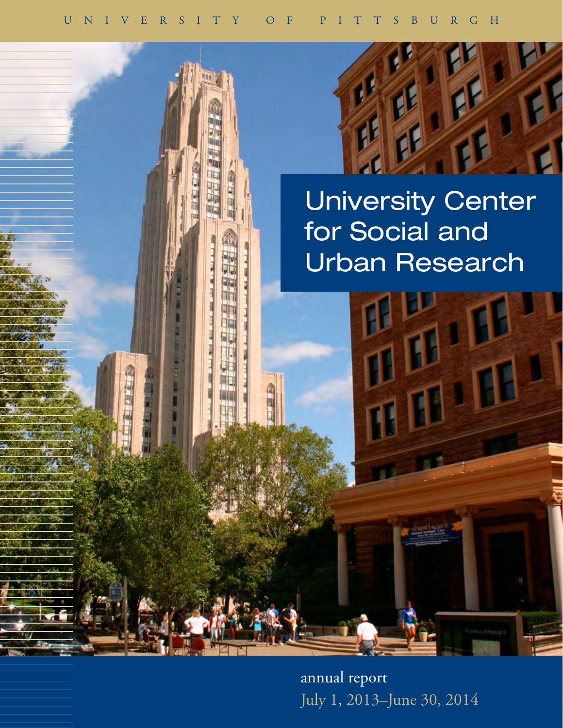UNIVERSITY OF PITTSBURGH

# University Center for Social and Urban Research

annual report

July 1, 2013–June 30, 2014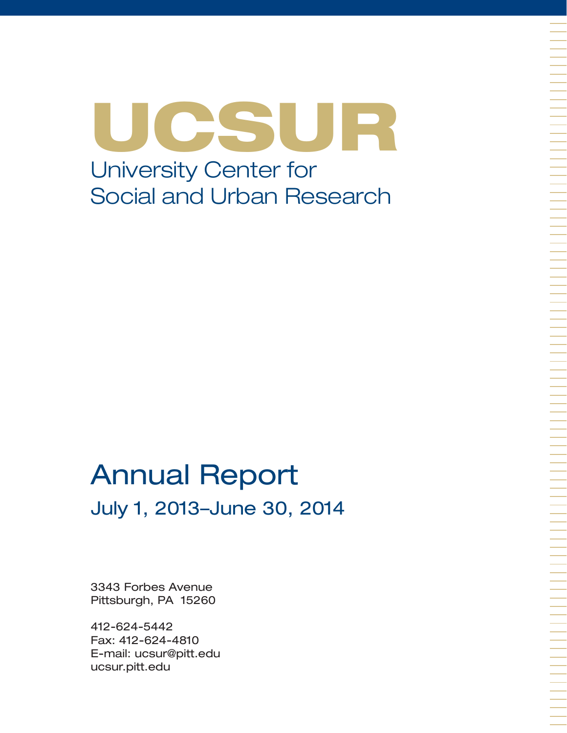# UCSUR

University Center for
Social and Urban Research

## Annual Report

### July 1, 2013–June 30, 2014

3343 Forbes Avenue
Pittsburgh, PA 15260

412-624-5442
Fax: 412-624-4810
E-mail: ucsur@pitt.edu
ucsur.pitt.edu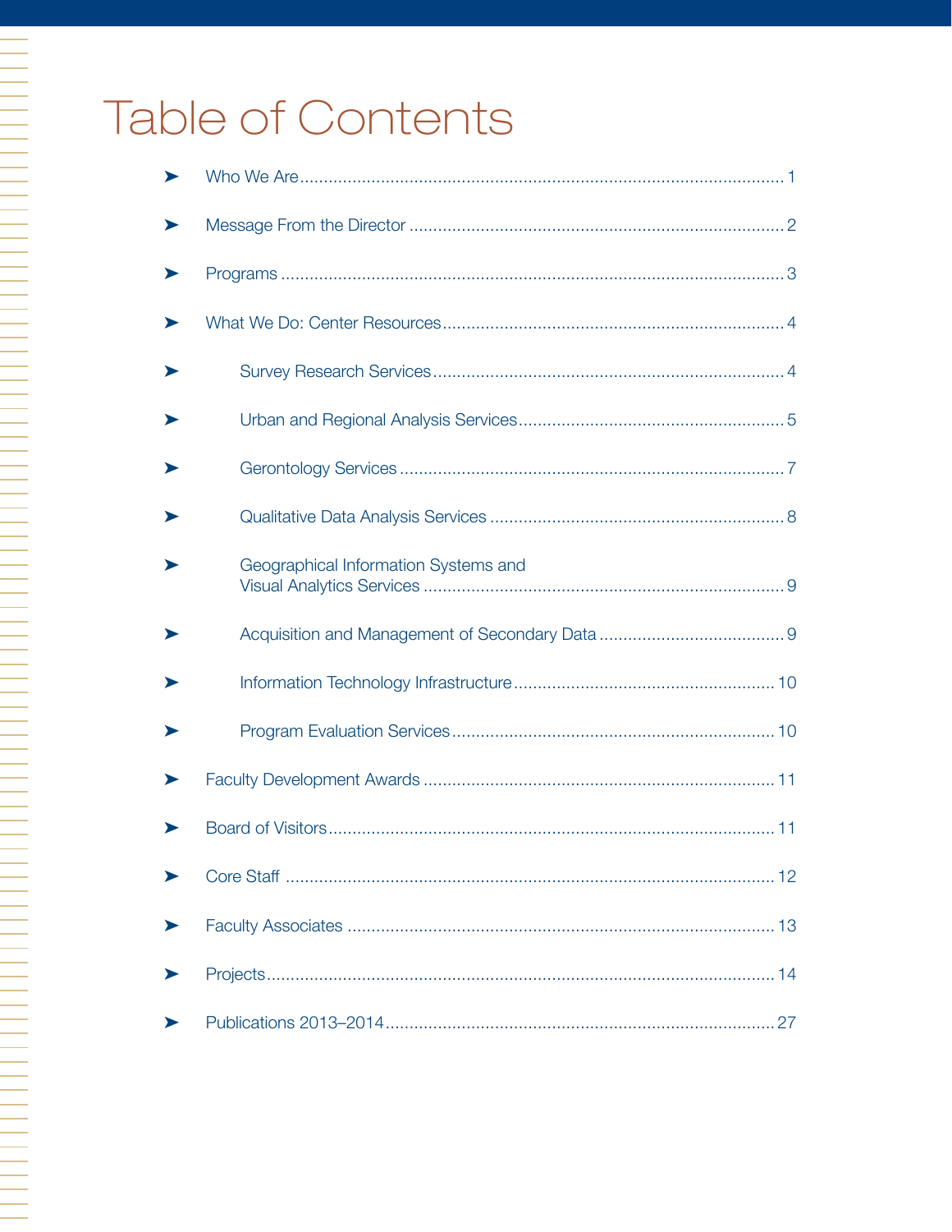# Table of Contents

- Who We Are ........ 1
- Message From the Director ........ 2
- Programs ........ 3
- What We Do: Center Resources ........ 4
  - Survey Research Services ........ 4
  - Urban and Regional Analysis Services ........ 5
  - Gerontology Services ........ 7
  - Qualitative Data Analysis Services ........ 8
  - Geographical Information Systems and Visual Analytics Services ........ 9
  - Acquisition and Management of Secondary Data ........ 9
  - Information Technology Infrastructure ........ 10
  - Program Evaluation Services ........ 10
- Faculty Development Awards ........ 11
- Board of Visitors ........ 11
- Core Staff ........ 12
- Faculty Associates ........ 13
- Projects ........ 14
- Publications 2013–2014 ........ 27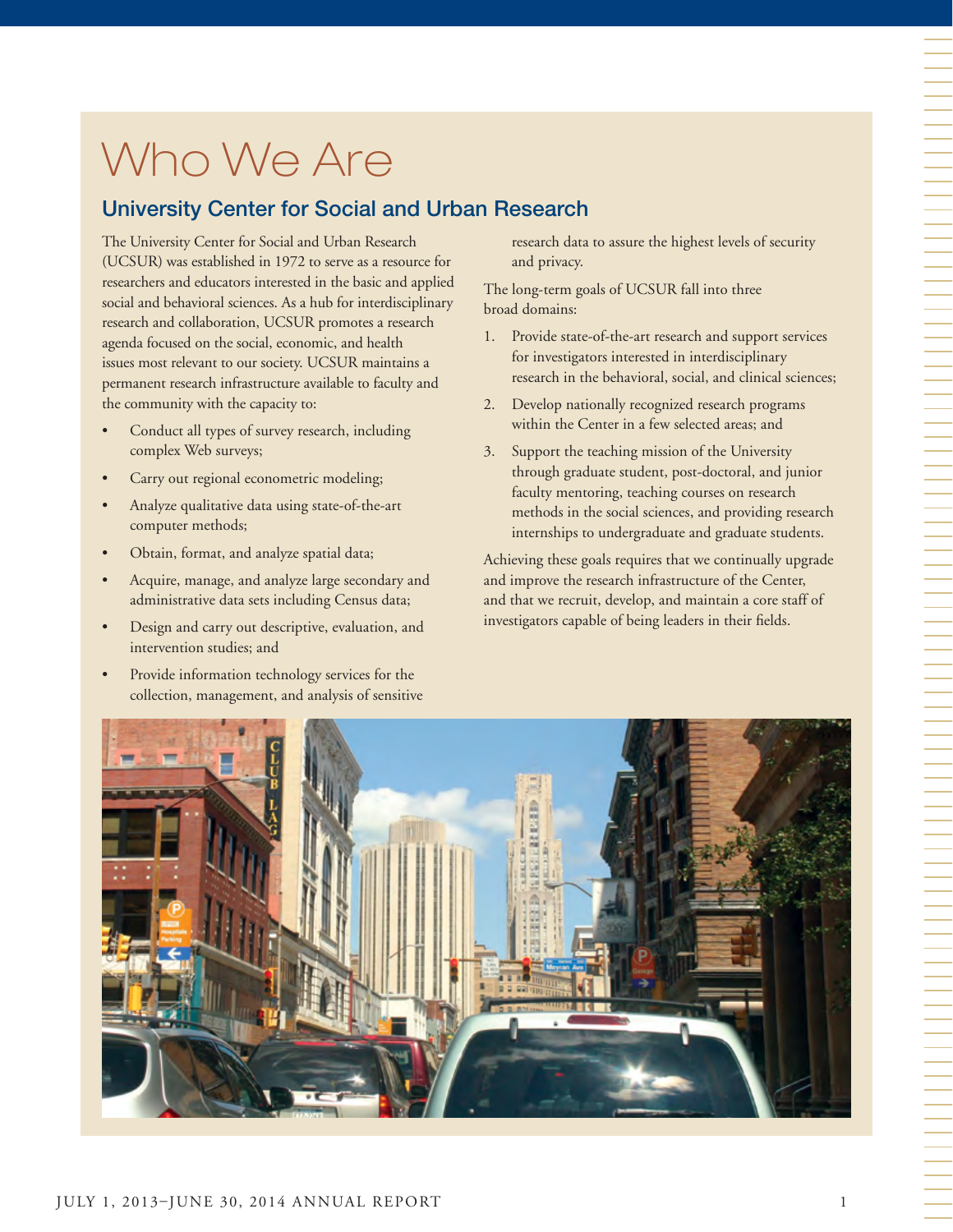# Who We Are

## University Center for Social and Urban Research

The University Center for Social and Urban Research (UCSUR) was established in 1972 to serve as a resource for researchers and educators interested in the basic and applied social and behavioral sciences. As a hub for interdisciplinary research and collaboration, UCSUR promotes a research agenda focused on the social, economic, and health issues most relevant to our society. UCSUR maintains a permanent research infrastructure available to faculty and the community with the capacity to:

- Conduct all types of survey research, including complex Web surveys;
- Carry out regional econometric modeling;
- Analyze qualitative data using state-of-the-art computer methods;
- Obtain, format, and analyze spatial data;
- Acquire, manage, and analyze large secondary and administrative data sets including Census data;
- Design and carry out descriptive, evaluation, and intervention studies; and
- Provide information technology services for the collection, management, and analysis of sensitive research data to assure the highest levels of security and privacy.

The long-term goals of UCSUR fall into three broad domains:

1. Provide state-of-the-art research and support services for investigators interested in interdisciplinary research in the behavioral, social, and clinical sciences;
2. Develop nationally recognized research programs within the Center in a few selected areas; and
3. Support the teaching mission of the University through graduate student, post-doctoral, and junior faculty mentoring, teaching courses on research methods in the social sciences, and providing research internships to undergraduate and graduate students.

Achieving these goals requires that we continually upgrade and improve the research infrastructure of the Center, and that we recruit, develop, and maintain a core staff of investigators capable of being leaders in their fields.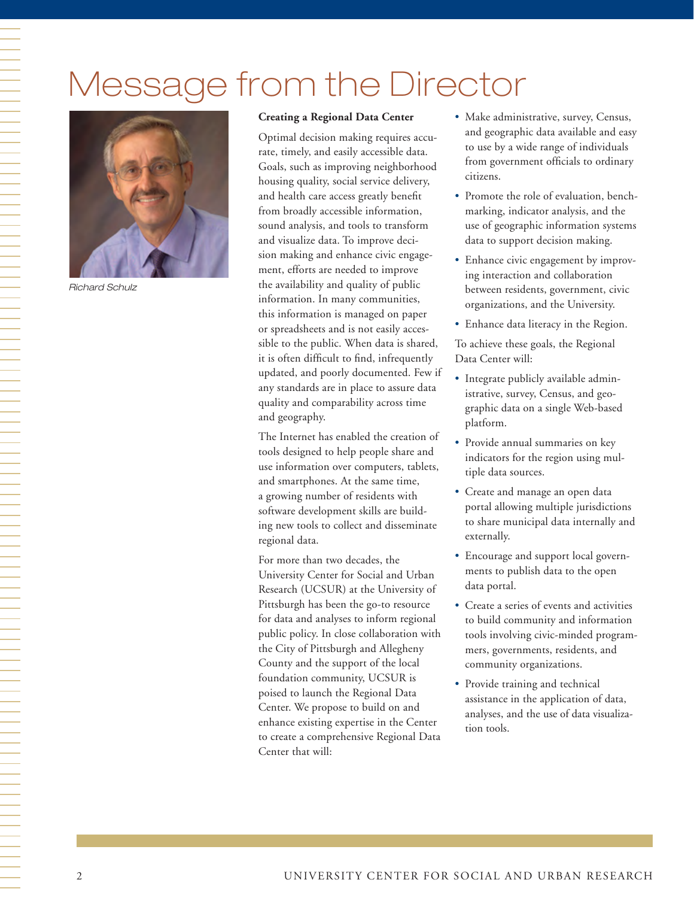# Message from the Director

*Richard Schulz*

**Creating a Regional Data Center**

Optimal decision making requires accurate, timely, and easily accessible data. Goals, such as improving neighborhood housing quality, social service delivery, and health care access greatly benefit from broadly accessible information, sound analysis, and tools to transform and visualize data. To improve decision making and enhance civic engagement, efforts are needed to improve the availability and quality of public information. In many communities, this information is managed on paper or spreadsheets and is not easily accessible to the public. When data is shared, it is often difficult to find, infrequently updated, and poorly documented. Few if any standards are in place to assure data quality and comparability across time and geography.

The Internet has enabled the creation of tools designed to help people share and use information over computers, tablets, and smartphones. At the same time, a growing number of residents with software development skills are building new tools to collect and disseminate regional data.

For more than two decades, the University Center for Social and Urban Research (UCSUR) at the University of Pittsburgh has been the go-to resource for data and analyses to inform regional public policy. In close collaboration with the City of Pittsburgh and Allegheny County and the support of the local foundation community, UCSUR is poised to launch the Regional Data Center. We propose to build on and enhance existing expertise in the Center to create a comprehensive Regional Data Center that will:

- Make administrative, survey, Census, and geographic data available and easy to use by a wide range of individuals from government officials to ordinary citizens.
- Promote the role of evaluation, benchmarking, indicator analysis, and the use of geographic information systems data to support decision making.
- Enhance civic engagement by improving interaction and collaboration between residents, government, civic organizations, and the University.
- Enhance data literacy in the Region.

To achieve these goals, the Regional Data Center will:

- Integrate publicly available administrative, survey, Census, and geographic data on a single Web-based platform.
- Provide annual summaries on key indicators for the region using multiple data sources.
- Create and manage an open data portal allowing multiple jurisdictions to share municipal data internally and externally.
- Encourage and support local governments to publish data to the open data portal.
- Create a series of events and activities to build community and information tools involving civic-minded programmers, governments, residents, and community organizations.
- Provide training and technical assistance in the application of data, analyses, and the use of data visualization tools.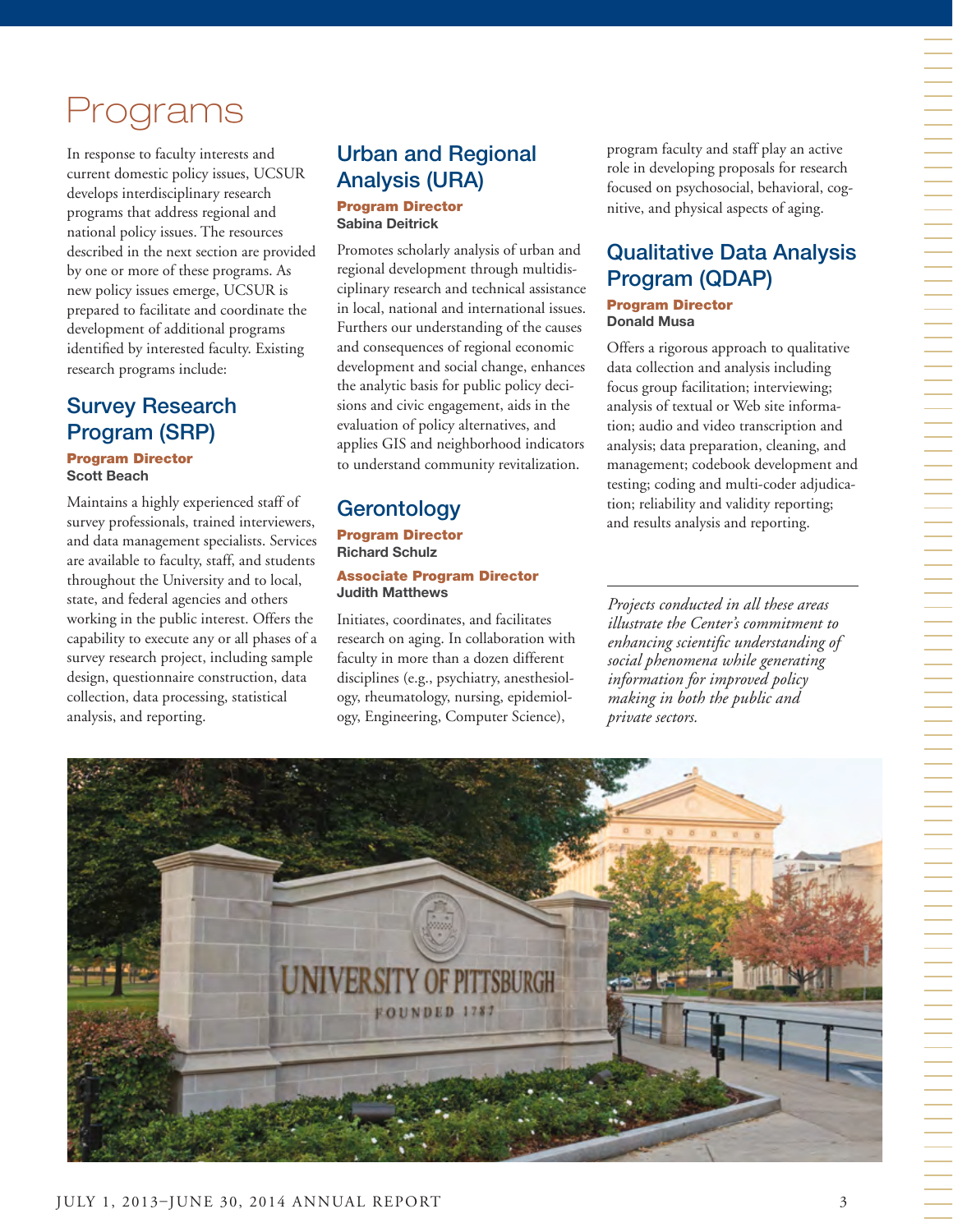# Programs

In response to faculty interests and current domestic policy issues, UCSUR develops interdisciplinary research programs that address regional and national policy issues. The resources described in the next section are provided by one or more of these programs. As new policy issues emerge, UCSUR is prepared to facilitate and coordinate the development of additional programs identified by interested faculty. Existing research programs include:

## Survey Research Program (SRP)

**Program Director**
**Scott Beach**

Maintains a highly experienced staff of survey professionals, trained interviewers, and data management specialists. Services are available to faculty, staff, and students throughout the University and to local, state, and federal agencies and others working in the public interest. Offers the capability to execute any or all phases of a survey research project, including sample design, questionnaire construction, data collection, data processing, statistical analysis, and reporting.

## Urban and Regional Analysis (URA)

**Program Director**
**Sabina Deitrick**

Promotes scholarly analysis of urban and regional development through multidisciplinary research and technical assistance in local, national and international issues. Furthers our understanding of the causes and consequences of regional economic development and social change, enhances the analytic basis for public policy decisions and civic engagement, aids in the evaluation of policy alternatives, and applies GIS and neighborhood indicators to understand community revitalization.

## Gerontology

**Program Director**
**Richard Schulz**

**Associate Program Director**
**Judith Matthews**

Initiates, coordinates, and facilitates research on aging. In collaboration with faculty in more than a dozen different disciplines (e.g., psychiatry, anesthesiology, rheumatology, nursing, epidemiology, Engineering, Computer Science), program faculty and staff play an active role in developing proposals for research focused on psychosocial, behavioral, cognitive, and physical aspects of aging.

## Qualitative Data Analysis Program (QDAP)

**Program Director**
**Donald Musa**

Offers a rigorous approach to qualitative data collection and analysis including focus group facilitation; interviewing; analysis of textual or Web site information; audio and video transcription and analysis; data preparation, cleaning, and management; codebook development and testing; coding and multi-coder adjudication; reliability and validity reporting; and results analysis and reporting.

---

*Projects conducted in all these areas illustrate the Center's commitment to enhancing scientific understanding of social phenomena while generating information for improved policy making in both the public and private sectors.*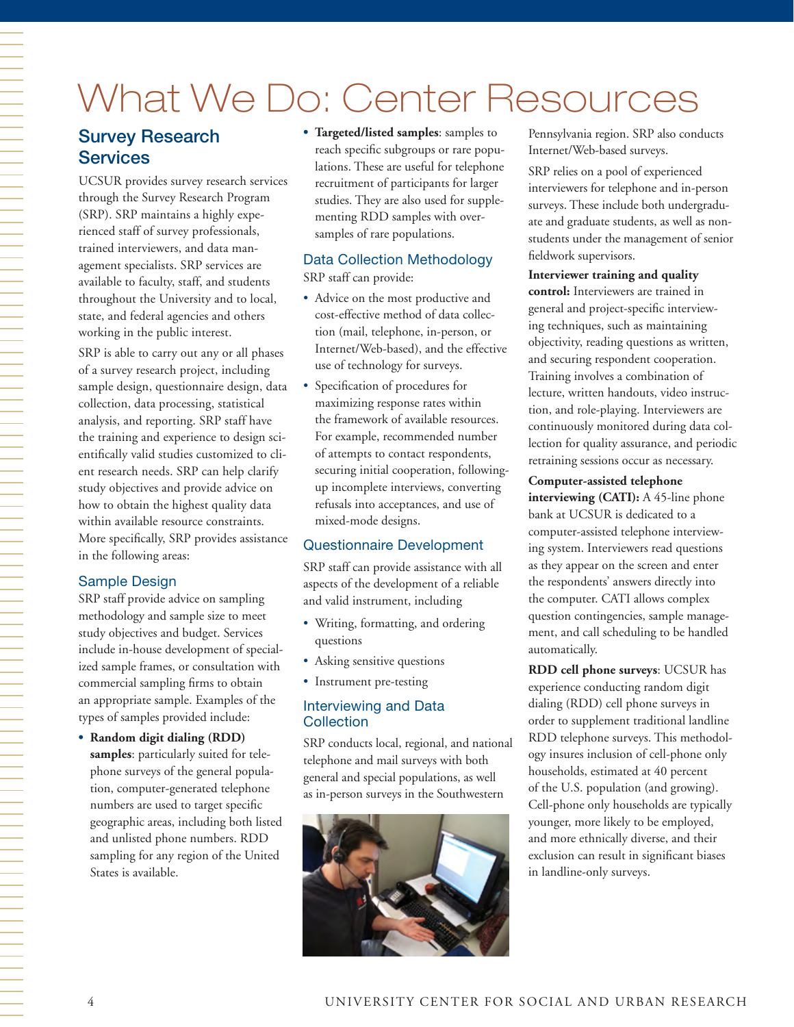# What We Do: Center Resources

## Survey Research Services

UCSUR provides survey research services through the Survey Research Program (SRP). SRP maintains a highly experienced staff of survey professionals, trained interviewers, and data management specialists. SRP services are available to faculty, staff, and students throughout the University and to local, state, and federal agencies and others working in the public interest.

SRP is able to carry out any or all phases of a survey research project, including sample design, questionnaire design, data collection, data processing, statistical analysis, and reporting. SRP staff have the training and experience to design scientifically valid studies customized to client research needs. SRP can help clarify study objectives and provide advice on how to obtain the highest quality data within available resource constraints. More specifically, SRP provides assistance in the following areas:

### Sample Design

SRP staff provide advice on sampling methodology and sample size to meet study objectives and budget. Services include in-house development of specialized sample frames, or consultation with commercial sampling firms to obtain an appropriate sample. Examples of the types of samples provided include:

- **Random digit dialing (RDD) samples**: particularly suited for telephone surveys of the general population, computer-generated telephone numbers are used to target specific geographic areas, including both listed and unlisted phone numbers. RDD sampling for any region of the United States is available.
- **Targeted/listed samples**: samples to reach specific subgroups or rare populations. These are useful for telephone recruitment of participants for larger studies. They are also used for supplementing RDD samples with oversamples of rare populations.

### Data Collection Methodology

SRP staff can provide:

- Advice on the most productive and cost-effective method of data collection (mail, telephone, in-person, or Internet/Web-based), and the effective use of technology for surveys.
- Specification of procedures for maximizing response rates within the framework of available resources. For example, recommended number of attempts to contact respondents, securing initial cooperation, following-up incomplete interviews, converting refusals into acceptances, and use of mixed-mode designs.

### Questionnaire Development

SRP staff can provide assistance with all aspects of the development of a reliable and valid instrument, including

- Writing, formatting, and ordering questions
- Asking sensitive questions
- Instrument pre-testing

### Interviewing and Data Collection

SRP conducts local, regional, and national telephone and mail surveys with both general and special populations, as well as in-person surveys in the Southwestern Pennsylvania region. SRP also conducts Internet/Web-based surveys.

SRP relies on a pool of experienced interviewers for telephone and in-person surveys. These include both undergraduate and graduate students, as well as non-students under the management of senior fieldwork supervisors.

**Interviewer training and quality control:** Interviewers are trained in general and project-specific interviewing techniques, such as maintaining objectivity, reading questions as written, and securing respondent cooperation. Training involves a combination of lecture, written handouts, video instruction, and role-playing. Interviewers are continuously monitored during data collection for quality assurance, and periodic retraining sessions occur as necessary.

**Computer-assisted telephone interviewing (CATI):** A 45-line phone bank at UCSUR is dedicated to a computer-assisted telephone interviewing system. Interviewers read questions as they appear on the screen and enter the respondents' answers directly into the computer. CATI allows complex question contingencies, sample management, and call scheduling to be handled automatically.

**RDD cell phone surveys**: UCSUR has experience conducting random digit dialing (RDD) cell phone surveys in order to supplement traditional landline RDD telephone surveys. This methodology insures inclusion of cell-phone only households, estimated at 40 percent of the U.S. population (and growing). Cell-phone only households are typically younger, more likely to be employed, and more ethnically diverse, and their exclusion can result in significant biases in landline-only surveys.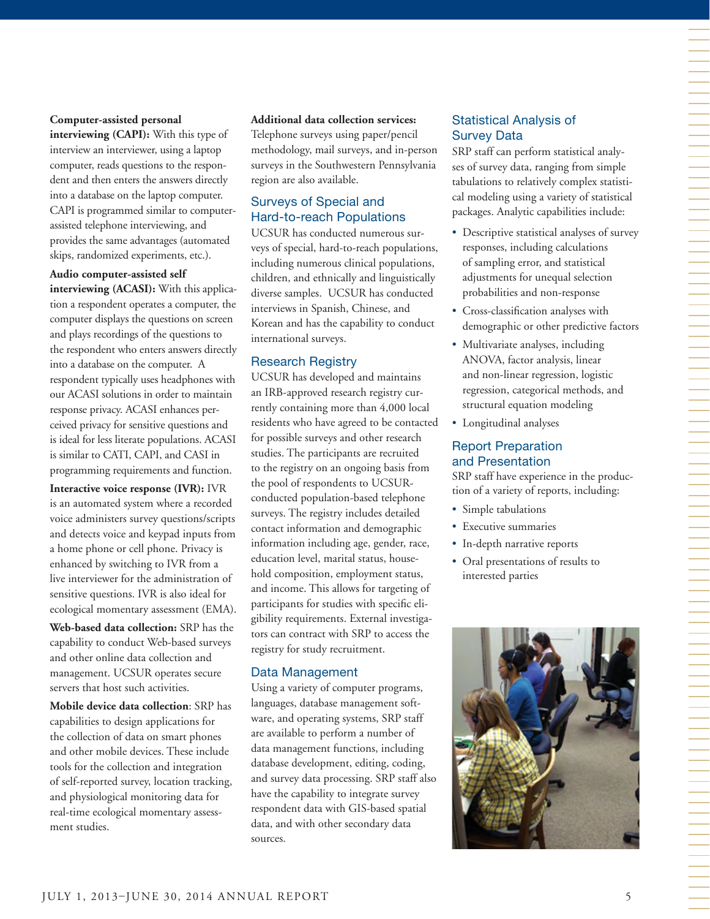**Computer-assisted personal interviewing (CAPI):** With this type of interview an interviewer, using a laptop computer, reads questions to the respondent and then enters the answers directly into a database on the laptop computer. CAPI is programmed similar to computer-assisted telephone interviewing, and provides the same advantages (automated skips, randomized experiments, etc.).

**Audio computer-assisted self interviewing (ACASI):** With this application a respondent operates a computer, the computer displays the questions on screen and plays recordings of the questions to the respondent who enters answers directly into a database on the computer. A respondent typically uses headphones with our ACASI solutions in order to maintain response privacy. ACASI enhances perceived privacy for sensitive questions and is ideal for less literate populations. ACASI is similar to CATI, CAPI, and CASI in programming requirements and function.

**Interactive voice response (IVR):** IVR is an automated system where a recorded voice administers survey questions/scripts and detects voice and keypad inputs from a home phone or cell phone. Privacy is enhanced by switching to IVR from a live interviewer for the administration of sensitive questions. IVR is also ideal for ecological momentary assessment (EMA).

**Web-based data collection:** SRP has the capability to conduct Web-based surveys and other online data collection and management. UCSUR operates secure servers that host such activities.

**Mobile device data collection**: SRP has capabilities to design applications for the collection of data on smart phones and other mobile devices. These include tools for the collection and integration of self-reported survey, location tracking, and physiological monitoring data for real-time ecological momentary assessment studies.

**Additional data collection services:** Telephone surveys using paper/pencil methodology, mail surveys, and in-person surveys in the Southwestern Pennsylvania region are also available.

## Surveys of Special and Hard-to-reach Populations

UCSUR has conducted numerous surveys of special, hard-to-reach populations, including numerous clinical populations, children, and ethnically and linguistically diverse samples. UCSUR has conducted interviews in Spanish, Chinese, and Korean and has the capability to conduct international surveys.

## Research Registry

UCSUR has developed and maintains an IRB-approved research registry currently containing more than 4,000 local residents who have agreed to be contacted for possible surveys and other research studies. The participants are recruited to the registry on an ongoing basis from the pool of respondents to UCSUR-conducted population-based telephone surveys. The registry includes detailed contact information and demographic information including age, gender, race, education level, marital status, household composition, employment status, and income. This allows for targeting of participants for studies with specific eligibility requirements. External investigators can contract with SRP to access the registry for study recruitment.

## Data Management

Using a variety of computer programs, languages, database management software, and operating systems, SRP staff are available to perform a number of data management functions, including database development, editing, coding, and survey data processing. SRP staff also have the capability to integrate survey respondent data with GIS-based spatial data, and with other secondary data sources.

## Statistical Analysis of Survey Data

SRP staff can perform statistical analyses of survey data, ranging from simple tabulations to relatively complex statistical modeling using a variety of statistical packages. Analytic capabilities include:

- Descriptive statistical analyses of survey responses, including calculations of sampling error, and statistical adjustments for unequal selection probabilities and non-response
- Cross-classification analyses with demographic or other predictive factors
- Multivariate analyses, including ANOVA, factor analysis, linear and non-linear regression, logistic regression, categorical methods, and structural equation modeling
- Longitudinal analyses

## Report Preparation and Presentation

SRP staff have experience in the production of a variety of reports, including:

- Simple tabulations
- Executive summaries
- In-depth narrative reports
- Oral presentations of results to interested parties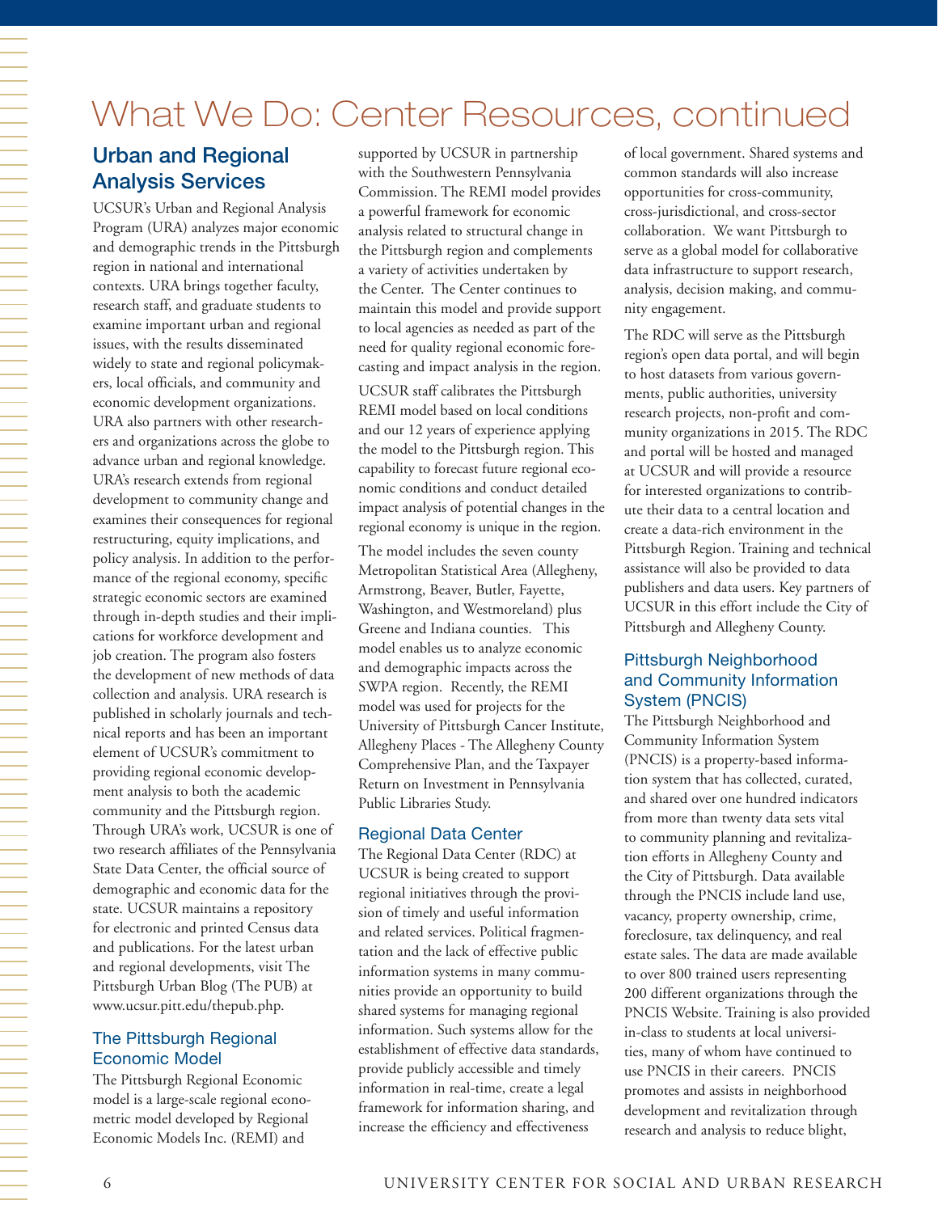# What We Do: Center Resources, continued

## Urban and Regional Analysis Services

UCSUR's Urban and Regional Analysis Program (URA) analyzes major economic and demographic trends in the Pittsburgh region in national and international contexts. URA brings together faculty, research staff, and graduate students to examine important urban and regional issues, with the results disseminated widely to state and regional policymakers, local officials, and community and economic development organizations. URA also partners with other researchers and organizations across the globe to advance urban and regional knowledge. URA's research extends from regional development to community change and examines their consequences for regional restructuring, equity implications, and policy analysis. In addition to the performance of the regional economy, specific strategic economic sectors are examined through in-depth studies and their implications for workforce development and job creation. The program also fosters the development of new methods of data collection and analysis. URA research is published in scholarly journals and technical reports and has been an important element of UCSUR's commitment to providing regional economic development analysis to both the academic community and the Pittsburgh region. Through URA's work, UCSUR is one of two research affiliates of the Pennsylvania State Data Center, the official source of demographic and economic data for the state. UCSUR maintains a repository for electronic and printed Census data and publications. For the latest urban and regional developments, visit The Pittsburgh Urban Blog (The PUB) at www.ucsur.pitt.edu/thepub.php.

### The Pittsburgh Regional Economic Model

The Pittsburgh Regional Economic model is a large-scale regional econometric model developed by Regional Economic Models Inc. (REMI) and supported by UCSUR in partnership with the Southwestern Pennsylvania Commission. The REMI model provides a powerful framework for economic analysis related to structural change in the Pittsburgh region and complements a variety of activities undertaken by the Center. The Center continues to maintain this model and provide support to local agencies as needed as part of the need for quality regional economic forecasting and impact analysis in the region.

UCSUR staff calibrates the Pittsburgh REMI model based on local conditions and our 12 years of experience applying the model to the Pittsburgh region. This capability to forecast future regional economic conditions and conduct detailed impact analysis of potential changes in the regional economy is unique in the region.

The model includes the seven county Metropolitan Statistical Area (Allegheny, Armstrong, Beaver, Butler, Fayette, Washington, and Westmoreland) plus Greene and Indiana counties. This model enables us to analyze economic and demographic impacts across the SWPA region. Recently, the REMI model was used for projects for the University of Pittsburgh Cancer Institute, Allegheny Places - The Allegheny County Comprehensive Plan, and the Taxpayer Return on Investment in Pennsylvania Public Libraries Study.

### Regional Data Center

The Regional Data Center (RDC) at UCSUR is being created to support regional initiatives through the provision of timely and useful information and related services. Political fragmentation and the lack of effective public information systems in many communities provide an opportunity to build shared systems for managing regional information. Such systems allow for the establishment of effective data standards, provide publicly accessible and timely information in real-time, create a legal framework for information sharing, and increase the efficiency and effectiveness of local government. Shared systems and common standards will also increase opportunities for cross-community, cross-jurisdictional, and cross-sector collaboration. We want Pittsburgh to serve as a global model for collaborative data infrastructure to support research, analysis, decision making, and community engagement.

The RDC will serve as the Pittsburgh region's open data portal, and will begin to host datasets from various governments, public authorities, university research projects, non-profit and community organizations in 2015. The RDC and portal will be hosted and managed at UCSUR and will provide a resource for interested organizations to contribute their data to a central location and create a data-rich environment in the Pittsburgh Region. Training and technical assistance will also be provided to data publishers and data users. Key partners of UCSUR in this effort include the City of Pittsburgh and Allegheny County.

### Pittsburgh Neighborhood and Community Information System (PNCIS)

The Pittsburgh Neighborhood and Community Information System (PNCIS) is a property-based information system that has collected, curated, and shared over one hundred indicators from more than twenty data sets vital to community planning and revitalization efforts in Allegheny County and the City of Pittsburgh. Data available through the PNCIS include land use, vacancy, property ownership, crime, foreclosure, tax delinquency, and real estate sales. The data are made available to over 800 trained users representing 200 different organizations through the PNCIS Website. Training is also provided in-class to students at local universities, many of whom have continued to use PNCIS in their careers. PNCIS promotes and assists in neighborhood development and revitalization through research and analysis to reduce blight,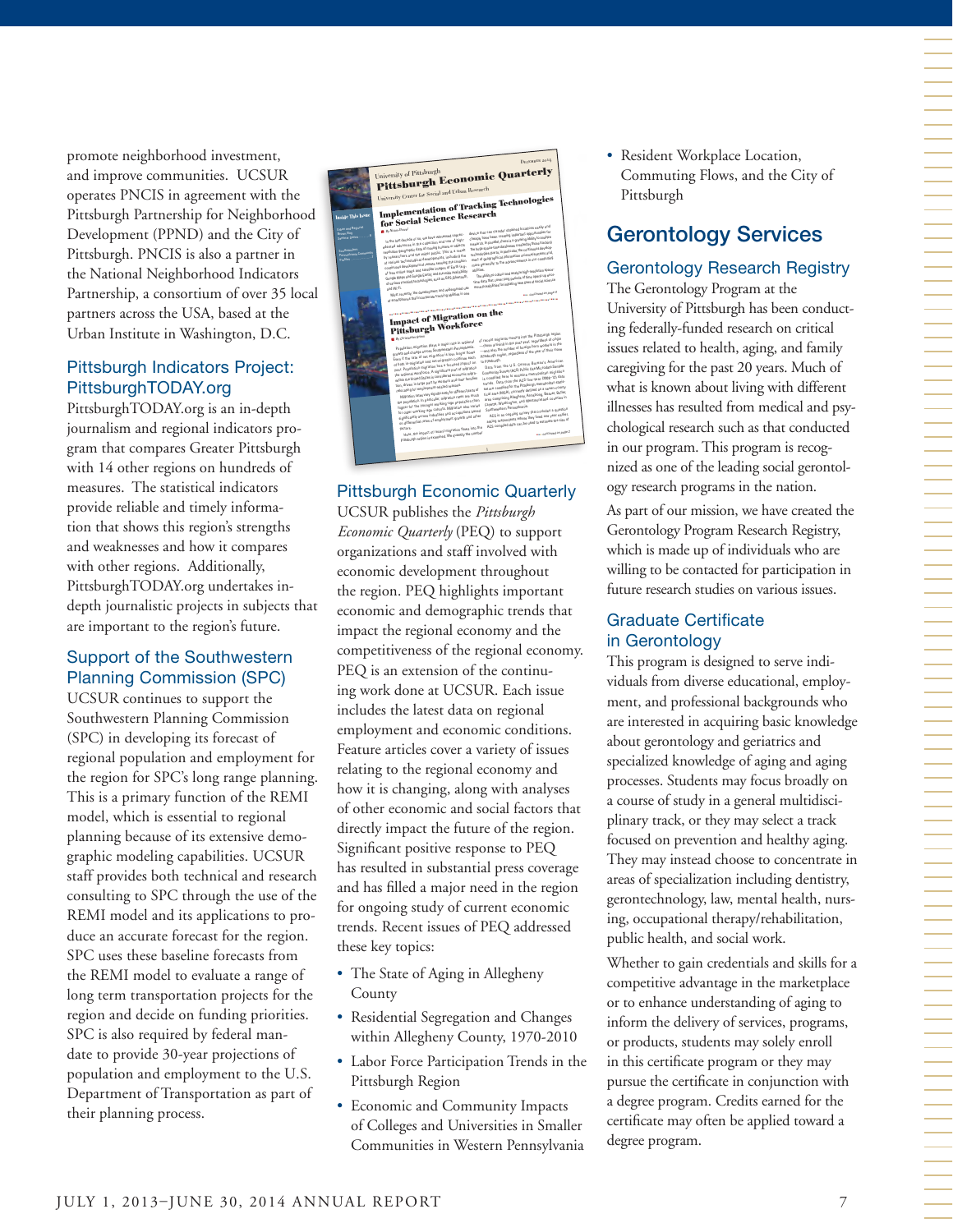promote neighborhood investment, and improve communities. UCSUR operates PNCIS in agreement with the Pittsburgh Partnership for Neighborhood Development (PPND) and the City of Pittsburgh. PNCIS is also a partner in the National Neighborhood Indicators Partnership, a consortium of over 35 local partners across the USA, based at the Urban Institute in Washington, D.C.

### Pittsburgh Indicators Project: PittsburghTODAY.org

PittsburghTODAY.org is an in-depth journalism and regional indicators program that compares Greater Pittsburgh with 14 other regions on hundreds of measures. The statistical indicators provide reliable and timely information that shows this region's strengths and weaknesses and how it compares with other regions. Additionally, PittsburghTODAY.org undertakes in-depth journalistic projects in subjects that are important to the region's future.

### Support of the Southwestern Planning Commission (SPC)

UCSUR continues to support the Southwestern Planning Commission (SPC) in developing its forecast of regional population and employment for the region for SPC's long range planning. This is a primary function of the REMI model, which is essential to regional planning because of its extensive demographic modeling capabilities. UCSUR staff provides both technical and research consulting to SPC through the use of the REMI model and its applications to produce an accurate forecast for the region. SPC uses these baseline forecasts from the REMI model to evaluate a range of long term transportation projects for the region and decide on funding priorities. SPC is also required by federal mandate to provide 30-year projections of population and employment to the U.S. Department of Transportation as part of their planning process.

### Pittsburgh Economic Quarterly

UCSUR publishes the *Pittsburgh Economic Quarterly* (PEQ) to support organizations and staff involved with economic development throughout the region. PEQ highlights important economic and demographic trends that impact the regional economy and the competitiveness of the regional economy. PEQ is an extension of the continuing work done at UCSUR. Each issue includes the latest data on regional employment and economic conditions. Feature articles cover a variety of issues relating to the regional economy and how it is changing, along with analyses of other economic and social factors that directly impact the future of the region. Significant positive response to PEQ has resulted in substantial press coverage and has filled a major need in the region for ongoing study of current economic trends. Recent issues of PEQ addressed these key topics:

- The State of Aging in Allegheny County
- Residential Segregation and Changes within Allegheny County, 1970-2010
- Labor Force Participation Trends in the Pittsburgh Region
- Economic and Community Impacts of Colleges and Universities in Smaller Communities in Western Pennsylvania
- Resident Workplace Location, Commuting Flows, and the City of Pittsburgh

## Gerontology Services

### Gerontology Research Registry

The Gerontology Program at the University of Pittsburgh has been conducting federally-funded research on critical issues related to health, aging, and family caregiving for the past 20 years. Much of what is known about living with different illnesses has resulted from medical and psychological research such as that conducted in our program. This program is recognized as one of the leading social gerontology research programs in the nation.

As part of our mission, we have created the Gerontology Program Research Registry, which is made up of individuals who are willing to be contacted for participation in future research studies on various issues.

### Graduate Certificate in Gerontology

This program is designed to serve individuals from diverse educational, employment, and professional backgrounds who are interested in acquiring basic knowledge about gerontology and geriatrics and specialized knowledge of aging and aging processes. Students may focus broadly on a course of study in a general multidisciplinary track, or they may select a track focused on prevention and healthy aging. They may instead choose to concentrate in areas of specialization including dentistry, gerontechnology, law, mental health, nursing, occupational therapy/rehabilitation, public health, and social work.

Whether to gain credentials and skills for a competitive advantage in the marketplace or to enhance understanding of aging to inform the delivery of services, programs, or products, students may solely enroll in this certificate program or they may pursue the certificate in conjunction with a degree program. Credits earned for the certificate may often be applied toward a degree program.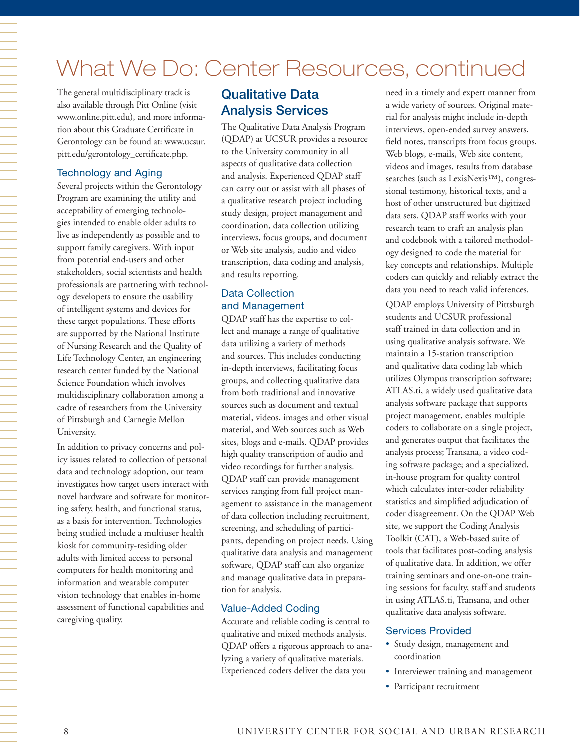# What We Do: Center Resources, continued

The general multidisciplinary track is also available through Pitt Online (visit www.online.pitt.edu), and more information about this Graduate Certificate in Gerontology can be found at: www.ucsur.pitt.edu/gerontology_certificate.php.

### Technology and Aging

Several projects within the Gerontology Program are examining the utility and acceptability of emerging technologies intended to enable older adults to live as independently as possible and to support family caregivers. With input from potential end-users and other stakeholders, social scientists and health professionals are partnering with technology developers to ensure the usability of intelligent systems and devices for these target populations. These efforts are supported by the National Institute of Nursing Research and the Quality of Life Technology Center, an engineering research center funded by the National Science Foundation which involves multidisciplinary collaboration among a cadre of researchers from the University of Pittsburgh and Carnegie Mellon University.

In addition to privacy concerns and policy issues related to collection of personal data and technology adoption, our team investigates how target users interact with novel hardware and software for monitoring safety, health, and functional status, as a basis for intervention. Technologies being studied include a multiuser health kiosk for community-residing older adults with limited access to personal computers for health monitoring and information and wearable computer vision technology that enables in-home assessment of functional capabilities and caregiving quality.

## Qualitative Data Analysis Services

The Qualitative Data Analysis Program (QDAP) at UCSUR provides a resource to the University community in all aspects of qualitative data collection and analysis. Experienced QDAP staff can carry out or assist with all phases of a qualitative research project including study design, project management and coordination, data collection utilizing interviews, focus groups, and document or Web site analysis, audio and video transcription, data coding and analysis, and results reporting.

### Data Collection and Management

QDAP staff has the expertise to collect and manage a range of qualitative data utilizing a variety of methods and sources. This includes conducting in-depth interviews, facilitating focus groups, and collecting qualitative data from both traditional and innovative sources such as document and textual material, videos, images and other visual material, and Web sources such as Web sites, blogs and e-mails. QDAP provides high quality transcription of audio and video recordings for further analysis. QDAP staff can provide management services ranging from full project management to assistance in the management of data collection including recruitment, screening, and scheduling of participants, depending on project needs. Using qualitative data analysis and management software, QDAP staff can also organize and manage qualitative data in preparation for analysis.

### Value-Added Coding

Accurate and reliable coding is central to qualitative and mixed methods analysis. QDAP offers a rigorous approach to analyzing a variety of qualitative materials. Experienced coders deliver the data you need in a timely and expert manner from a wide variety of sources. Original material for analysis might include in-depth interviews, open-ended survey answers, field notes, transcripts from focus groups, Web blogs, e-mails, Web site content, videos and images, results from database searches (such as LexisNexis™), congressional testimony, historical texts, and a host of other unstructured but digitized data sets. QDAP staff works with your research team to craft an analysis plan and codebook with a tailored methodology designed to code the material for key concepts and relationships. Multiple coders can quickly and reliably extract the data you need to reach valid inferences.

QDAP employs University of Pittsburgh students and UCSUR professional staff trained in data collection and in using qualitative analysis software. We maintain a 15-station transcription and qualitative data coding lab which utilizes Olympus transcription software; ATLAS.ti, a widely used qualitative data analysis software package that supports project management, enables multiple coders to collaborate on a single project, and generates output that facilitates the analysis process; Transana, a video coding software package; and a specialized, in-house program for quality control which calculates inter-coder reliability statistics and simplified adjudication of coder disagreement. On the QDAP Web site, we support the Coding Analysis Toolkit (CAT), a Web-based suite of tools that facilitates post-coding analysis of qualitative data. In addition, we offer training seminars and one-on-one training sessions for faculty, staff and students in using ATLAS.ti, Transana, and other qualitative data analysis software.

### Services Provided

- Study design, management and coordination
- Interviewer training and management
- Participant recruitment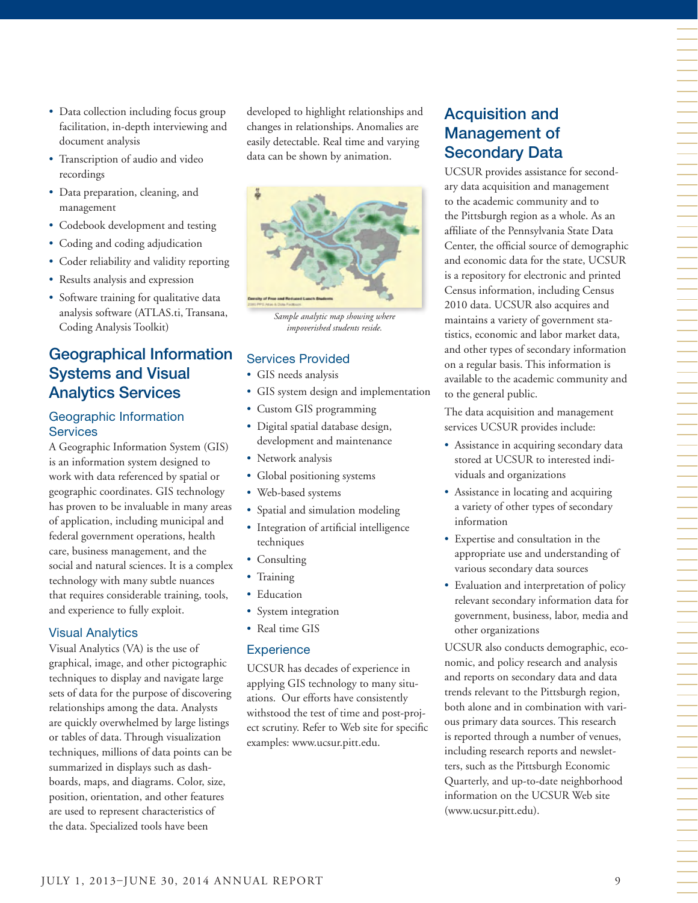- Data collection including focus group facilitation, in-depth interviewing and document analysis
- Transcription of audio and video recordings
- Data preparation, cleaning, and management
- Codebook development and testing
- Coding and coding adjudication
- Coder reliability and validity reporting
- Results analysis and expression
- Software training for qualitative data analysis software (ATLAS.ti, Transana, Coding Analysis Toolkit)

## Geographical Information Systems and Visual Analytics Services

### Geographic Information Services

A Geographic Information System (GIS) is an information system designed to work with data referenced by spatial or geographic coordinates. GIS technology has proven to be invaluable in many areas of application, including municipal and federal government operations, health care, business management, and the social and natural sciences. It is a complex technology with many subtle nuances that requires considerable training, tools, and experience to fully exploit.

### Visual Analytics

Visual Analytics (VA) is the use of graphical, image, and other pictographic techniques to display and navigate large sets of data for the purpose of discovering relationships among the data. Analysts are quickly overwhelmed by large listings or tables of data. Through visualization techniques, millions of data points can be summarized in displays such as dashboards, maps, and diagrams. Color, size, position, orientation, and other features are used to represent characteristics of the data. Specialized tools have been developed to highlight relationships and changes in relationships. Anomalies are easily detectable. Real time and varying data can be shown by animation.

*Sample analytic map showing where impoverished students reside.*

### Services Provided

- GIS needs analysis
- GIS system design and implementation
- Custom GIS programming
- Digital spatial database design, development and maintenance
- Network analysis
- Global positioning systems
- Web-based systems
- Spatial and simulation modeling
- Integration of artificial intelligence techniques
- Consulting
- Training
- Education
- System integration
- Real time GIS

### Experience

UCSUR has decades of experience in applying GIS technology to many situations. Our efforts have consistently withstood the test of time and post-project scrutiny. Refer to Web site for specific examples: www.ucsur.pitt.edu.

## Acquisition and Management of Secondary Data

UCSUR provides assistance for secondary data acquisition and management to the academic community and to the Pittsburgh region as a whole. As an affiliate of the Pennsylvania State Data Center, the official source of demographic and economic data for the state, UCSUR is a repository for electronic and printed Census information, including Census 2010 data. UCSUR also acquires and maintains a variety of government statistics, economic and labor market data, and other types of secondary information on a regular basis. This information is available to the academic community and to the general public.

The data acquisition and management services UCSUR provides include:

- Assistance in acquiring secondary data stored at UCSUR to interested individuals and organizations
- Assistance in locating and acquiring a variety of other types of secondary information
- Expertise and consultation in the appropriate use and understanding of various secondary data sources
- Evaluation and interpretation of policy relevant secondary information data for government, business, labor, media and other organizations

UCSUR also conducts demographic, economic, and policy research and analysis and reports on secondary data and data trends relevant to the Pittsburgh region, both alone and in combination with various primary data sources. This research is reported through a number of venues, including research reports and newsletters, such as the Pittsburgh Economic Quarterly, and up-to-date neighborhood information on the UCSUR Web site (www.ucsur.pitt.edu).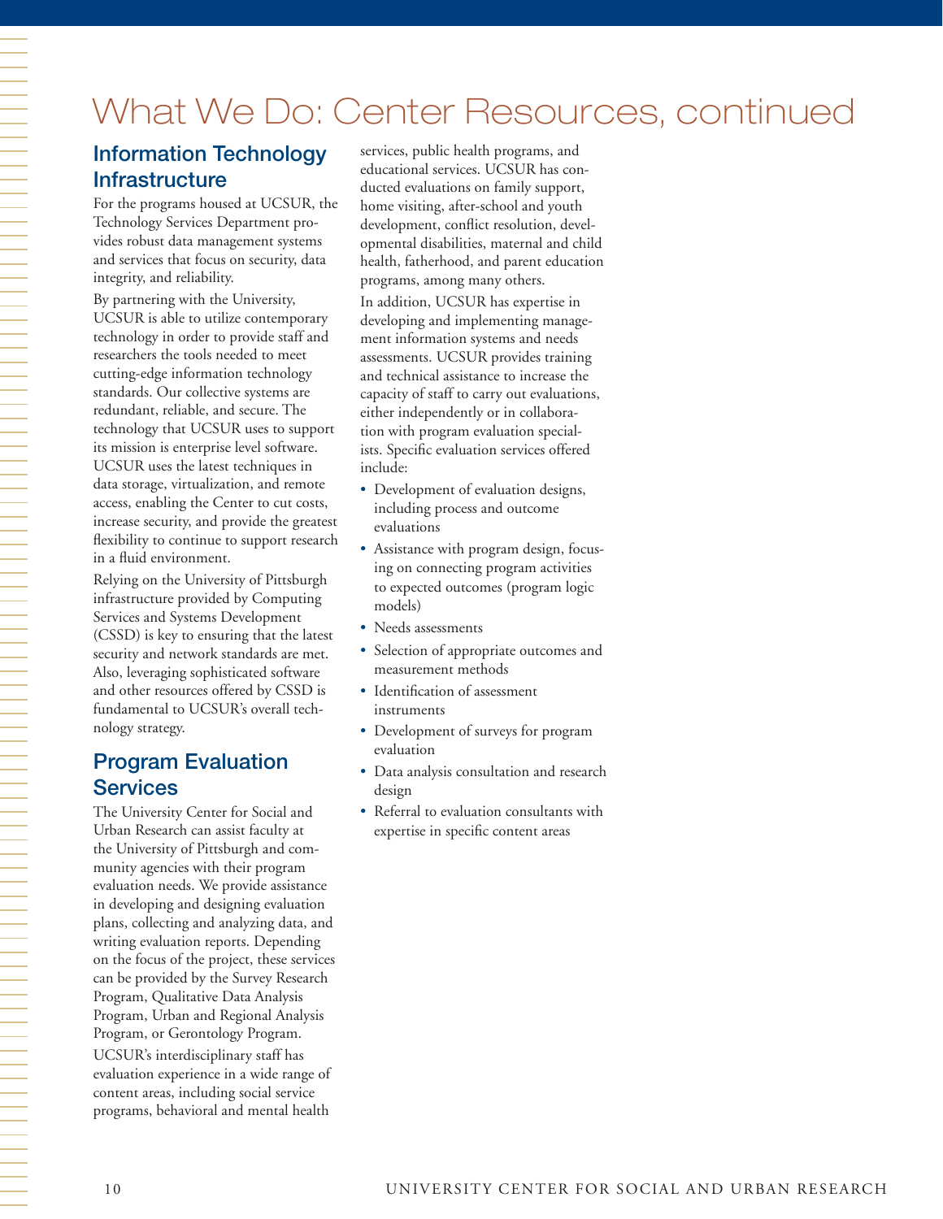# What We Do: Center Resources, continued

## Information Technology Infrastructure

For the programs housed at UCSUR, the Technology Services Department provides robust data management systems and services that focus on security, data integrity, and reliability.

By partnering with the University, UCSUR is able to utilize contemporary technology in order to provide staff and researchers the tools needed to meet cutting-edge information technology standards. Our collective systems are redundant, reliable, and secure. The technology that UCSUR uses to support its mission is enterprise level software. UCSUR uses the latest techniques in data storage, virtualization, and remote access, enabling the Center to cut costs, increase security, and provide the greatest flexibility to continue to support research in a fluid environment.

Relying on the University of Pittsburgh infrastructure provided by Computing Services and Systems Development (CSSD) is key to ensuring that the latest security and network standards are met. Also, leveraging sophisticated software and other resources offered by CSSD is fundamental to UCSUR's overall technology strategy.

## Program Evaluation Services

The University Center for Social and Urban Research can assist faculty at the University of Pittsburgh and community agencies with their program evaluation needs. We provide assistance in developing and designing evaluation plans, collecting and analyzing data, and writing evaluation reports. Depending on the focus of the project, these services can be provided by the Survey Research Program, Qualitative Data Analysis Program, Urban and Regional Analysis Program, or Gerontology Program.

UCSUR's interdisciplinary staff has evaluation experience in a wide range of content areas, including social service programs, behavioral and mental health services, public health programs, and educational services. UCSUR has conducted evaluations on family support, home visiting, after-school and youth development, conflict resolution, developmental disabilities, maternal and child health, fatherhood, and parent education programs, among many others.

In addition, UCSUR has expertise in developing and implementing management information systems and needs assessments. UCSUR provides training and technical assistance to increase the capacity of staff to carry out evaluations, either independently or in collaboration with program evaluation specialists. Specific evaluation services offered include:

- Development of evaluation designs, including process and outcome evaluations
- Assistance with program design, focusing on connecting program activities to expected outcomes (program logic models)
- Needs assessments
- Selection of appropriate outcomes and measurement methods
- Identification of assessment instruments
- Development of surveys for program evaluation
- Data analysis consultation and research design
- Referral to evaluation consultants with expertise in specific content areas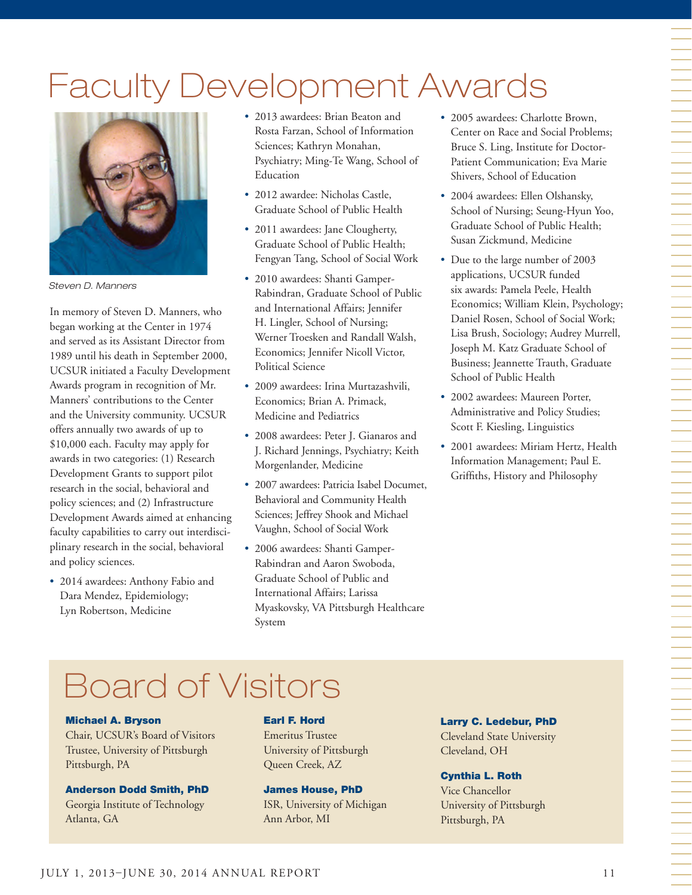# Faculty Development Awards

*Steven D. Manners*

In memory of Steven D. Manners, who began working at the Center in 1974 and served as its Assistant Director from 1989 until his death in September 2000, UCSUR initiated a Faculty Development Awards program in recognition of Mr. Manners' contributions to the Center and the University community. UCSUR offers annually two awards of up to $10,000 each. Faculty may apply for awards in two categories: (1) Research Development Grants to support pilot research in the social, behavioral and policy sciences; and (2) Infrastructure Development Awards aimed at enhancing faculty capabilities to carry out interdisciplinary research in the social, behavioral and policy sciences.

- 2014 awardees: Anthony Fabio and Dara Mendez, Epidemiology; Lyn Robertson, Medicine
- 2013 awardees: Brian Beaton and Rosta Farzan, School of Information Sciences; Kathryn Monahan, Psychiatry; Ming-Te Wang, School of Education
- 2012 awardee: Nicholas Castle, Graduate School of Public Health
- 2011 awardees: Jane Clougherty, Graduate School of Public Health; Fengyan Tang, School of Social Work
- 2010 awardees: Shanti Gamper-Rabindran, Graduate School of Public and International Affairs; Jennifer H. Lingler, School of Nursing; Werner Troesken and Randall Walsh, Economics; Jennifer Nicoll Victor, Political Science
- 2009 awardees: Irina Murtazashvili, Economics; Brian A. Primack, Medicine and Pediatrics
- 2008 awardees: Peter J. Gianaros and J. Richard Jennings, Psychiatry; Keith Morgenlander, Medicine
- 2007 awardees: Patricia Isabel Documet, Behavioral and Community Health Sciences; Jeffrey Shook and Michael Vaughn, School of Social Work
- 2006 awardees: Shanti Gamper-Rabindran and Aaron Swoboda, Graduate School of Public and International Affairs; Larissa Myaskovsky, VA Pittsburgh Healthcare System
- 2005 awardees: Charlotte Brown, Center on Race and Social Problems; Bruce S. Ling, Institute for Doctor-Patient Communication; Eva Marie Shivers, School of Education
- 2004 awardees: Ellen Olshansky, School of Nursing; Seung-Hyun Yoo, Graduate School of Public Health; Susan Zickmund, Medicine
- Due to the large number of 2003 applications, UCSUR funded six awards: Pamela Peele, Health Economics; William Klein, Psychology; Daniel Rosen, School of Social Work; Lisa Brush, Sociology; Audrey Murrell, Joseph M. Katz Graduate School of Business; Jeannette Trauth, Graduate School of Public Health
- 2002 awardees: Maureen Porter, Administrative and Policy Studies; Scott F. Kiesling, Linguistics
- 2001 awardees: Miriam Hertz, Health Information Management; Paul E. Griffiths, History and Philosophy

# Board of Visitors

**Michael A. Bryson**
Chair, UCSUR's Board of Visitors
Trustee, University of Pittsburgh
Pittsburgh, PA

**Anderson Dodd Smith, PhD**
Georgia Institute of Technology
Atlanta, GA

**Earl F. Hord**
Emeritus Trustee
University of Pittsburgh
Queen Creek, AZ

**James House, PhD**
ISR, University of Michigan
Ann Arbor, MI

**Larry C. Ledebur, PhD**
Cleveland State University
Cleveland, OH

**Cynthia L. Roth**
Vice Chancellor
University of Pittsburgh
Pittsburgh, PA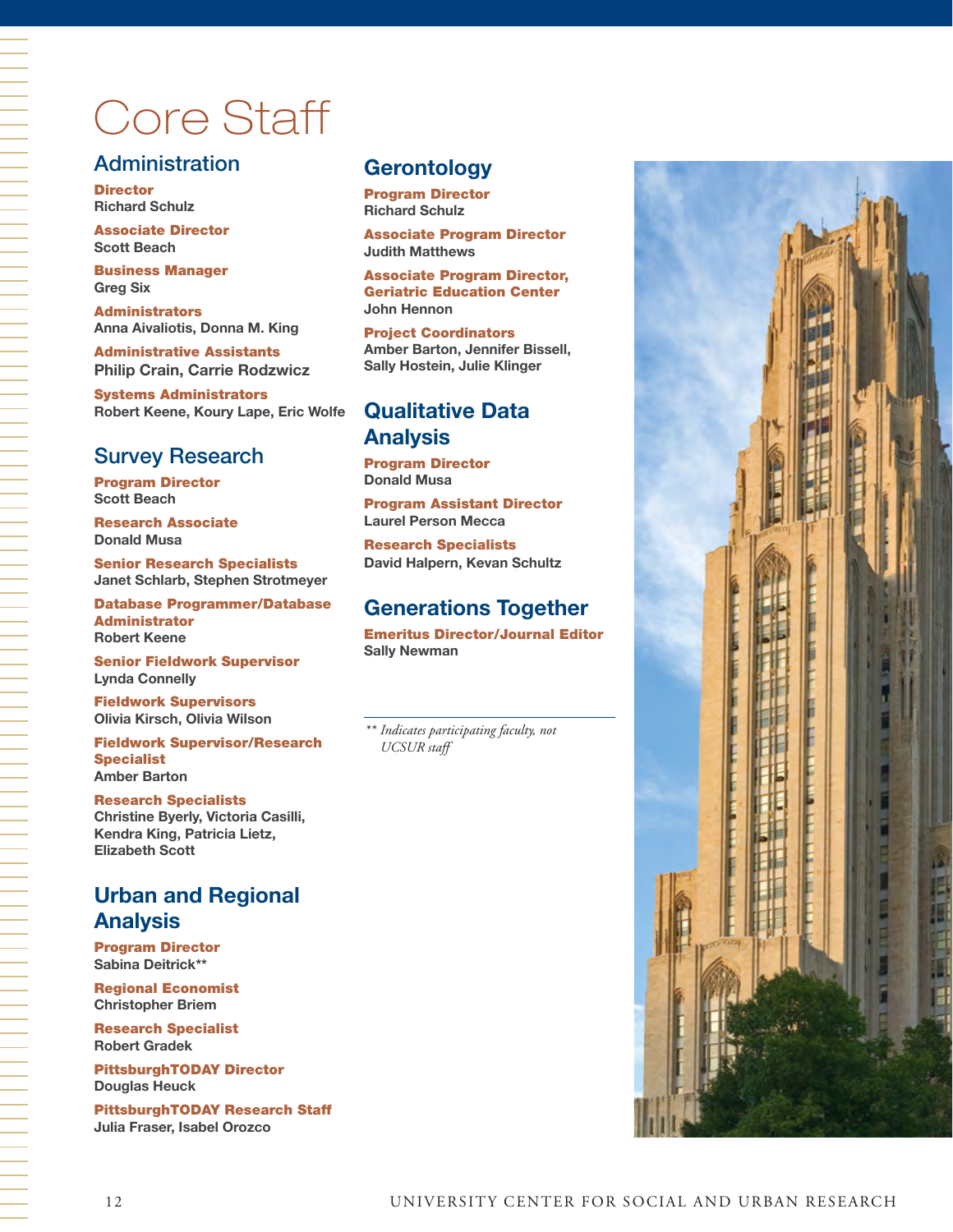# Core Staff

## Administration

**Director**
Richard Schulz

**Associate Director**
Scott Beach

**Business Manager**
Greg Six

**Administrators**
Anna Aivaliotis, Donna M. King

**Administrative Assistants**
Philip Crain, Carrie Rodzwicz

**Systems Administrators**
Robert Keene, Koury Lape, Eric Wolfe

## Survey Research

**Program Director**
Scott Beach

**Research Associate**
Donald Musa

**Senior Research Specialists**
Janet Schlarb, Stephen Strotmeyer

**Database Programmer/Database Administrator**
Robert Keene

**Senior Fieldwork Supervisor**
Lynda Connelly

**Fieldwork Supervisors**
Olivia Kirsch, Olivia Wilson

**Fieldwork Supervisor/Research Specialist**
Amber Barton

**Research Specialists**
Christine Byerly, Victoria Casilli, Kendra King, Patricia Lietz, Elizabeth Scott

## Urban and Regional Analysis

**Program Director**
Sabina Deitrick**

**Regional Economist**
Christopher Briem

**Research Specialist**
Robert Gradek

**PittsburghTODAY Director**
Douglas Heuck

**PittsburghTODAY Research Staff**
Julia Fraser, Isabel Orozco

## Gerontology

**Program Director**
Richard Schulz

**Associate Program Director**
Judith Matthews

**Associate Program Director, Geriatric Education Center**
John Hennon

**Project Coordinators**
Amber Barton, Jennifer Bissell, Sally Hostein, Julie Klinger

## Qualitative Data Analysis

**Program Director**
Donald Musa

**Program Assistant Director**
Laurel Person Mecca

**Research Specialists**
David Halpern, Kevan Schultz

## Generations Together

**Emeritus Director/Journal Editor**
Sally Newman

*** Indicates participating faculty, not UCSUR staff*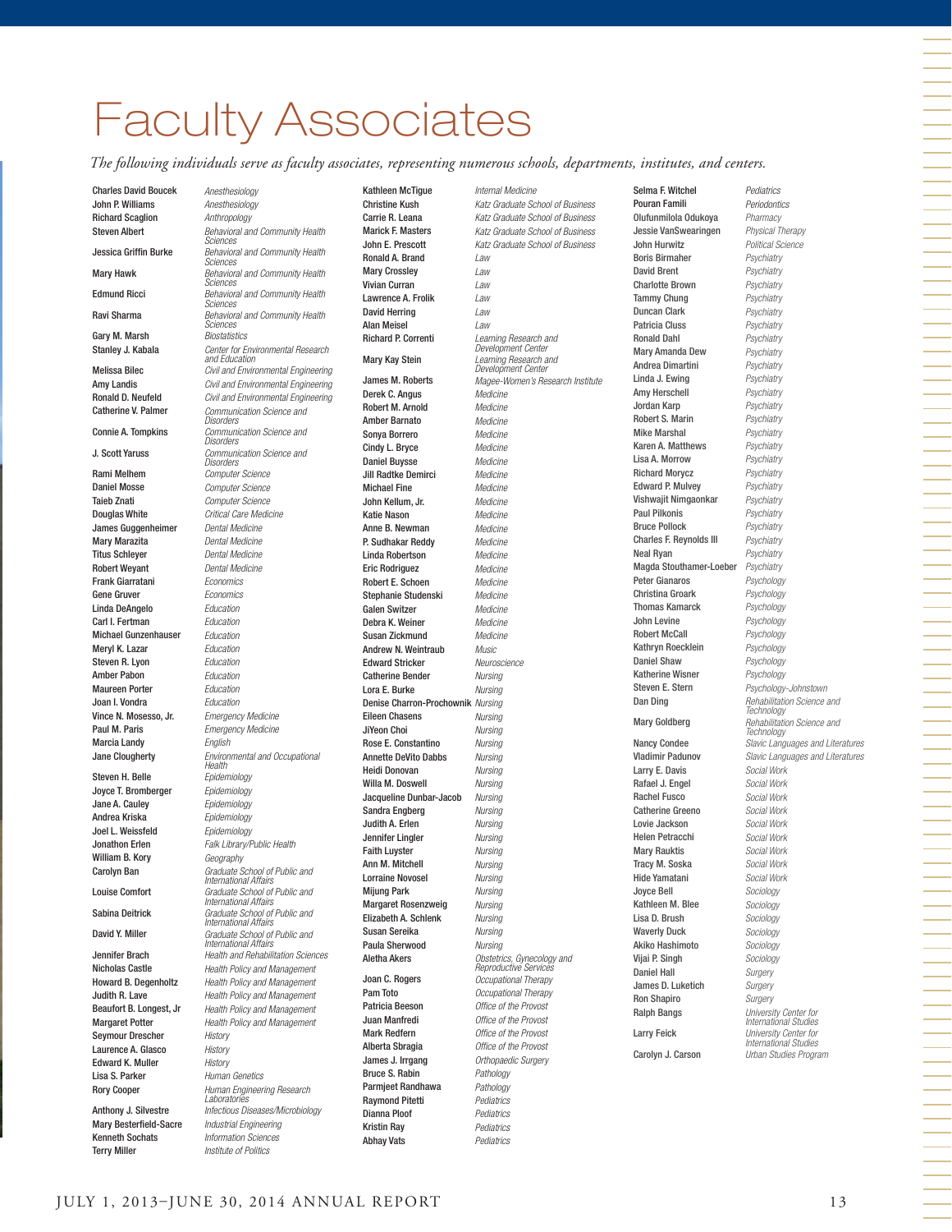# Faculty Associates

*The following individuals serve as faculty associates, representing numerous schools, departments, institutes, and centers.*

| Name | Affiliation |
|---|---|
| Charles David Boucek | *Anesthesiology* |
| John P. Williams | *Anesthesiology* |
| Richard Scaglion | *Anthropology* |
| Steven Albert | *Behavioral and Community Health Sciences* |
| Jessica Griffin Burke | *Behavioral and Community Health Sciences* |
| Mary Hawk | *Behavioral and Community Health Sciences* |
| Edmund Ricci | *Behavioral and Community Health Sciences* |
| Ravi Sharma | *Behavioral and Community Health Sciences* |
| Gary M. Marsh | *Biostatistics* |
| Stanley J. Kabala | *Center for Environmental Research and Education* |
| Melissa Bilec | *Civil and Environmental Engineering* |
| Amy Landis | *Civil and Environmental Engineering* |
| Ronald D. Neufeld | *Civil and Environmental Engineering* |
| Catherine V. Palmer | *Communication Science and Disorders* |
| Connie A. Tompkins | *Communication Science and Disorders* |
| J. Scott Yaruss | *Communication Science and Disorders* |
| Rami Melhem | *Computer Science* |
| Daniel Mosse | *Computer Science* |
| Taieb Znati | *Computer Science* |
| Douglas White | *Critical Care Medicine* |
| James Guggenheimer | *Dental Medicine* |
| Mary Marazita | *Dental Medicine* |
| Titus Schleyer | *Dental Medicine* |
| Robert Weyant | *Dental Medicine* |
| Frank Giarratani | *Economics* |
| Gene Gruver | *Economics* |
| Linda DeAngelo | *Education* |
| Carl I. Fertman | *Education* |
| Michael Gunzenhauser | *Education* |
| Meryl K. Lazar | *Education* |
| Steven R. Lyon | *Education* |
| Amber Pabon | *Education* |
| Maureen Porter | *Education* |
| Joan I. Vondra | *Education* |
| Vince N. Mosesso, Jr. | *Emergency Medicine* |
| Paul M. Paris | *Emergency Medicine* |
| Marcia Landy | *English* |
| Jane Clougherty | *Environmental and Occupational Health* |
| Steven H. Belle | *Epidemiology* |
| Joyce T. Bromberger | *Epidemiology* |
| Jane A. Cauley | *Epidemiology* |
| Andrea Kriska | *Epidemiology* |
| Joel L. Weissfeld | *Epidemiology* |
| Jonathon Erlen | *Falk Library/Public Health* |
| William B. Kory | *Geography* |
| Carolyn Ban | *Graduate School of Public and International Affairs* |
| Louise Comfort | *Graduate School of Public and International Affairs* |
| Sabina Deitrick | *Graduate School of Public and International Affairs* |
| David Y. Miller | *Graduate School of Public and International Affairs* |
| Jennifer Brach | *Health and Rehabilitation Sciences* |
| Nicholas Castle | *Health Policy and Management* |
| Howard B. Degenholtz | *Health Policy and Management* |
| Judith R. Lave | *Health Policy and Management* |
| Beaufort B. Longest, Jr | *Health Policy and Management* |
| Margaret Potter | *Health Policy and Management* |
| Seymour Drescher | *History* |
| Laurence A. Glasco | *History* |
| Edward K. Muller | *History* |
| Lisa S. Parker | *Human Genetics* |
| Rory Cooper | *Human Engineering Research Laboratories* |
| Anthony J. Silvestre | *Infectious Diseases/Microbiology* |
| Mary Besterfield-Sacre | *Industrial Engineering* |
| Kenneth Sochats | *Information Sciences* |
| Terry Miller | *Institute of Politics* |
| Kathleen McTigue | *Internal Medicine* |
| Christine Kush | *Katz Graduate School of Business* |
| Carrie R. Leana | *Katz Graduate School of Business* |
| Marick F. Masters | *Katz Graduate School of Business* |
| John E. Prescott | *Katz Graduate School of Business* |
| Ronald A. Brand | *Law* |
| Mary Crossley | *Law* |
| Vivian Curran | *Law* |
| Lawrence A. Frolik | *Law* |
| David Herring | *Law* |
| Alan Meisel | *Law* |
| Richard P. Correnti | *Learning Research and Development Center* |
| Mary Kay Stein | *Learning Research and Development Center* |
| James M. Roberts | *Magee-Women's Research Institute* |
| Derek C. Angus | *Medicine* |
| Robert M. Arnold | *Medicine* |
| Amber Barnato | *Medicine* |
| Sonya Borrero | *Medicine* |
| Cindy L. Bryce | *Medicine* |
| Daniel Buysse | *Medicine* |
| Jill Radtke Demirci | *Medicine* |
| Michael Fine | *Medicine* |
| John Kellum, Jr. | *Medicine* |
| Katie Nason | *Medicine* |
| Anne B. Newman | *Medicine* |
| P. Sudhakar Reddy | *Medicine* |
| Linda Robertson | *Medicine* |
| Eric Rodriguez | *Medicine* |
| Robert E. Schoen | *Medicine* |
| Stephanie Studenski | *Medicine* |
| Galen Switzer | *Medicine* |
| Debra K. Weiner | *Medicine* |
| Susan Zickmund | *Medicine* |
| Andrew N. Weintraub | *Music* |
| Edward Stricker | *Neuroscience* |
| Catherine Bender | *Nursing* |
| Lora E. Burke | *Nursing* |
| Denise Charron-Prochownik | *Nursing* |
| Eileen Chasens | *Nursing* |
| JiYeon Choi | *Nursing* |
| Rose E. Constantino | *Nursing* |
| Annette DeVito Dabbs | *Nursing* |
| Heidi Donovan | *Nursing* |
| Willa M. Doswell | *Nursing* |
| Jacqueline Dunbar-Jacob | *Nursing* |
| Sandra Engberg | *Nursing* |
| Judith A. Erlen | *Nursing* |
| Jennifer Lingler | *Nursing* |
| Faith Luyster | *Nursing* |
| Ann M. Mitchell | *Nursing* |
| Lorraine Novosel | *Nursing* |
| Mijung Park | *Nursing* |
| Margaret Rosenzweig | *Nursing* |
| Elizabeth A. Schlenk | *Nursing* |
| Susan Sereika | *Nursing* |
| Paula Sherwood | *Nursing* |
| Aletha Akers | *Obstetrics, Gynecology and Reproductive Services* |
| Joan C. Rogers | *Occupational Therapy* |
| Pam Toto | *Occupational Therapy* |
| Patricia Beeson | *Office of the Provost* |
| Juan Manfredi | *Office of the Provost* |
| Mark Redfern | *Office of the Provost* |
| Alberta Sbragia | *Office of the Provost* |
| James J. Irrgang | *Orthopaedic Surgery* |
| Bruce S. Rabin | *Pathology* |
| Parmjeet Randhawa | *Pathology* |
| Raymond Pitetti | *Pediatrics* |
| Dianna Ploof | *Pediatrics* |
| Kristin Ray | *Pediatrics* |
| Abhay Vats | *Pediatrics* |
| Selma F. Witchel | *Pediatrics* |
| Pouran Famili | *Periodontics* |
| Olufunmilola Odukoya | *Pharmacy* |
| Jessie VanSwearingen | *Physical Therapy* |
| John Hurwitz | *Political Science* |
| Boris Birmaher | *Psychiatry* |
| David Brent | *Psychiatry* |
| Charlotte Brown | *Psychiatry* |
| Tammy Chung | *Psychiatry* |
| Duncan Clark | *Psychiatry* |
| Patricia Cluss | *Psychiatry* |
| Ronald Dahl | *Psychiatry* |
| Mary Amanda Dew | *Psychiatry* |
| Andrea Dimartini | *Psychiatry* |
| Linda J. Ewing | *Psychiatry* |
| Amy Herschell | *Psychiatry* |
| Jordan Karp | *Psychiatry* |
| Robert S. Marin | *Psychiatry* |
| Mike Marshal | *Psychiatry* |
| Karen A. Matthews | *Psychiatry* |
| Lisa A. Morrow | *Psychiatry* |
| Richard Morycz | *Psychiatry* |
| Edward P. Mulvey | *Psychiatry* |
| Vishwajit Nimgaonkar | *Psychiatry* |
| Paul Pilkonis | *Psychiatry* |
| Bruce Pollock | *Psychiatry* |
| Charles F. Reynolds III | *Psychiatry* |
| Neal Ryan | *Psychiatry* |
| Magda Stouthamer-Loeber | *Psychiatry* |
| Peter Gianaros | *Psychology* |
| Christina Groark | *Psychology* |
| Thomas Kamarck | *Psychology* |
| John Levine | *Psychology* |
| Robert McCall | *Psychology* |
| Kathryn Roecklein | *Psychology* |
| Daniel Shaw | *Psychology* |
| Katherine Wisner | *Psychology* |
| Steven E. Stern | *Psychology-Johnstown* |
| Dan Ding | *Rehabilitation Science and Technology* |
| Mary Goldberg | *Rehabilitation Science and Technology* |
| Nancy Condee | *Slavic Languages and Literatures* |
| Vladimir Padunov | *Slavic Languages and Literatures* |
| Larry E. Davis | *Social Work* |
| Rafael J. Engel | *Social Work* |
| Rachel Fusco | *Social Work* |
| Catherine Greeno | *Social Work* |
| Lovie Jackson | *Social Work* |
| Helen Petracchi | *Social Work* |
| Mary Rauktis | *Social Work* |
| Tracy M. Soska | *Social Work* |
| Hide Yamatani | *Social Work* |
| Joyce Bell | *Sociology* |
| Kathleen M. Blee | *Sociology* |
| Lisa D. Brush | *Sociology* |
| Waverly Duck | *Sociology* |
| Akiko Hashimoto | *Sociology* |
| Vijai P. Singh | *Sociology* |
| Daniel Hall | *Surgery* |
| James D. Luketich | *Surgery* |
| Ron Shapiro | *Surgery* |
| Ralph Bangs | *University Center for International Studies* |
| Larry Feick | *University Center for International Studies* |
| Carolyn J. Carson | *Urban Studies Program* |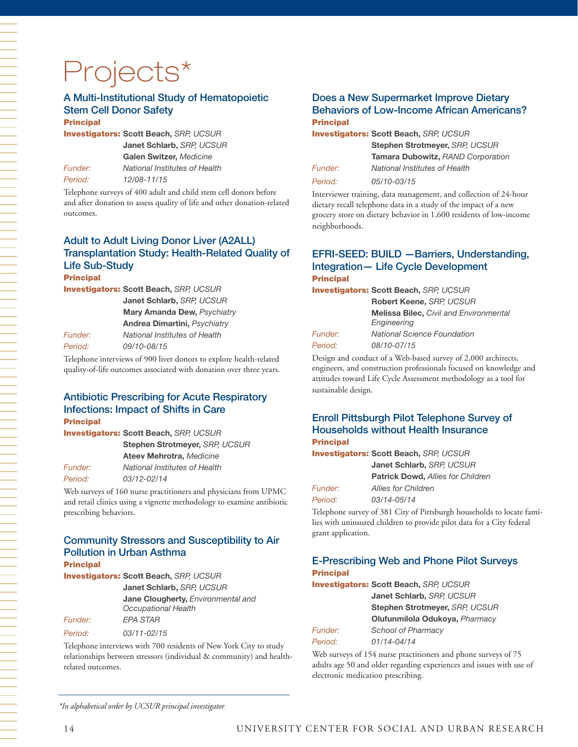# Projects*

## A Multi-Institutional Study of Hematopoietic Stem Cell Donor Safety

**Principal Investigators:** **Scott Beach,** *SRP, UCSUR*
**Janet Schlarb,** *SRP, UCSUR*
**Galen Switzer,** *Medicine*

*Funder:* *National Institutes of Health*

*Period:* *12/08-11/15*

Telephone surveys of 400 adult and child stem cell donors before and after donation to assess quality of life and other donation-related outcomes.

## Adult to Adult Living Donor Liver (A2ALL) Transplantation Study: Health-Related Quality of Life Sub-Study

**Principal Investigators:** **Scott Beach,** *SRP, UCSUR*
**Janet Schlarb,** *SRP, UCSUR*
**Mary Amanda Dew,** *Psychiatry*
**Andrea Dimartini,** *Psychiatry*

*Funder:* *National Institutes of Health*

*Period:* *09/10-08/15*

Telephone interviews of 900 liver donors to explore health-related quality-of-life outcomes associated with donation over three years.

## Antibiotic Prescribing for Acute Respiratory Infections: Impact of Shifts in Care

**Principal Investigators:** **Scott Beach,** *SRP, UCSUR*
**Stephen Strotmeyer,** *SRP, UCSUR*
**Ateev Mehrotra,** *Medicine*

*Funder:* *National Institutes of Health*

*Period:* *03/12-02/14*

Web surveys of 160 nurse practitioners and physicians from UPMC and retail clinics using a vignette methodology to examine antibiotic prescribing behaviors.

## Community Stressors and Susceptibility to Air Pollution in Urban Asthma

**Principal Investigators:** **Scott Beach,** *SRP, UCSUR*
**Janet Schlarb,** *SRP, UCSUR*
**Jane Clougherty,** *Environmental and Occupational Health*

*Funder:* *EPA STAR*

*Period:* *03/11-02/15*

Telephone interviews with 700 residents of New York City to study relationships between stressors (individual & community) and health-related outcomes.

## Does a New Supermarket Improve Dietary Behaviors of Low-Income African Americans?

**Principal Investigators:** **Scott Beach,** *SRP, UCSUR*
**Stephen Strotmeyer,** *SRP, UCSUR*
**Tamara Dubowitz,** *RAND Corporation*

*Funder:* *National Institutes of Health*

*Period:* *05/10-03/15*

Interviewer training, data management, and collection of 24-hour dietary recall telephone data in a study of the impact of a new grocery store on dietary behavior in 1,600 residents of low-income neighborhoods.

## EFRI-SEED: BUILD —Barriers, Understanding, Integration— Life Cycle Development

**Principal Investigators:** **Scott Beach,** *SRP, UCSUR*
**Robert Keene,** *SRP, UCSUR*
**Melissa Bilec,** *Civil and Environmental Engineering*

*Funder:* *National Science Foundation*

*Period:* *08/10-07/15*

Design and conduct of a Web-based survey of 2,000 architects, engineers, and construction professionals focused on knowledge and attitudes toward Life Cycle Assessment methodology as a tool for sustainable design.

## Enroll Pittsburgh Pilot Telephone Survey of Households without Health Insurance

**Principal Investigators:** **Scott Beach,** *SRP, UCSUR*
**Janet Schlarb,** *SRP, UCSUR*
**Patrick Dowd,** *Allies for Children*

*Funder:* *Allies for Children*

*Period:* *03/14-05/14*

Telephone survey of 381 City of Pittsburgh households to locate families with uninsured children to provide pilot data for a City federal grant application.

## E-Prescribing Web and Phone Pilot Surveys

**Principal Investigators:** **Scott Beach,** *SRP, UCSUR*
**Janet Schlarb,** *SRP, UCSUR*
**Stephen Strotmeyer,** *SRP, UCSUR*
**Olufunmilola Odukoya,** *Pharmacy*

*Funder:* *School of Pharmacy*

*Period:* *01/14-04/14*

Web surveys of 154 nurse practitioners and phone surveys of 75 adults age 50 and older regarding experiences and issues with use of electronic medication prescribing.

---

**In alphabetical order by UCSUR principal investigator*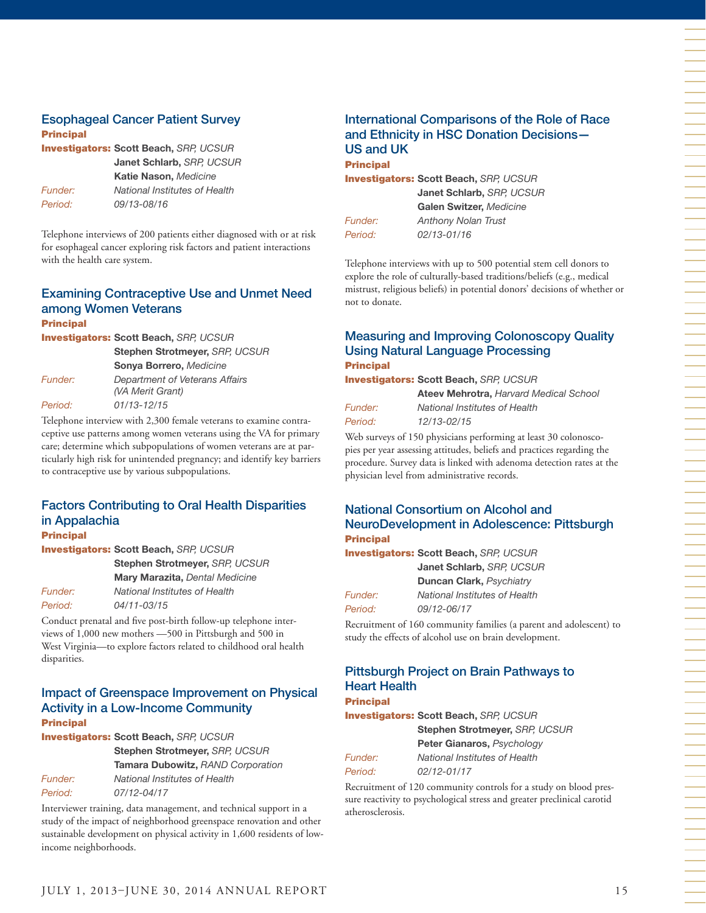### Esophageal Cancer Patient Survey

**Principal Investigators:** **Scott Beach,** *SRP, UCSUR*
**Janet Schlarb,** *SRP, UCSUR*
**Katie Nason,** *Medicine*

*Funder:* *National Institutes of Health*

*Period:* *09/13-08/16*

Telephone interviews of 200 patients either diagnosed with or at risk for esophageal cancer exploring risk factors and patient interactions with the health care system.

### Examining Contraceptive Use and Unmet Need among Women Veterans

**Principal Investigators:** **Scott Beach,** *SRP, UCSUR*
**Stephen Strotmeyer,** *SRP, UCSUR*
**Sonya Borrero,** *Medicine*

*Funder:* *Department of Veterans Affairs (VA Merit Grant)*

*Period:* *01/13-12/15*

Telephone interview with 2,300 female veterans to examine contraceptive use patterns among women veterans using the VA for primary care; determine which subpopulations of women veterans are at particularly high risk for unintended pregnancy; and identify key barriers to contraceptive use by various subpopulations.

### Factors Contributing to Oral Health Disparities in Appalachia

**Principal Investigators:** **Scott Beach,** *SRP, UCSUR*
**Stephen Strotmeyer,** *SRP, UCSUR*
**Mary Marazita,** *Dental Medicine*

*Funder:* *National Institutes of Health*

*Period:* *04/11-03/15*

Conduct prenatal and five post-birth follow-up telephone interviews of 1,000 new mothers —500 in Pittsburgh and 500 in West Virginia—to explore factors related to childhood oral health disparities.

### Impact of Greenspace Improvement on Physical Activity in a Low-Income Community

**Principal Investigators:** **Scott Beach,** *SRP, UCSUR*
**Stephen Strotmeyer,** *SRP, UCSUR*
**Tamara Dubowitz,** *RAND Corporation*

*Funder:* *National Institutes of Health*

*Period:* *07/12-04/17*

Interviewer training, data management, and technical support in a study of the impact of neighborhood greenspace renovation and other sustainable development on physical activity in 1,600 residents of low-income neighborhoods.

### International Comparisons of the Role of Race and Ethnicity in HSC Donation Decisions—US and UK

**Principal Investigators:** **Scott Beach,** *SRP, UCSUR*
**Janet Schlarb,** *SRP, UCSUR*
**Galen Switzer,** *Medicine*

*Funder:* *Anthony Nolan Trust*

*Period:* *02/13-01/16*

Telephone interviews with up to 500 potential stem cell donors to explore the role of culturally-based traditions/beliefs (e.g., medical mistrust, religious beliefs) in potential donors' decisions of whether or not to donate.

### Measuring and Improving Colonoscopy Quality Using Natural Language Processing

**Principal Investigators:** **Scott Beach,** *SRP, UCSUR*
**Ateev Mehrotra,** *Harvard Medical School*

*Funder:* *National Institutes of Health*

*Period:* *12/13-02/15*

Web surveys of 150 physicians performing at least 30 colonoscopies per year assessing attitudes, beliefs and practices regarding the procedure. Survey data is linked with adenoma detection rates at the physician level from administrative records.

### National Consortium on Alcohol and NeuroDevelopment in Adolescence: Pittsburgh

**Principal Investigators:** **Scott Beach,** *SRP, UCSUR*
**Janet Schlarb,** *SRP, UCSUR*
**Duncan Clark,** *Psychiatry*

*Funder:* *National Institutes of Health*

*Period:* *09/12-06/17*

Recruitment of 160 community families (a parent and adolescent) to study the effects of alcohol use on brain development.

### Pittsburgh Project on Brain Pathways to Heart Health

**Principal Investigators:** **Scott Beach,** *SRP, UCSUR*
**Stephen Strotmeyer,** *SRP, UCSUR*
**Peter Gianaros,** *Psychology*

*Funder:* *National Institutes of Health*

*Period:* *02/12-01/17*

Recruitment of 120 community controls for a study on blood pressure reactivity to psychological stress and greater preclinical carotid atherosclerosis.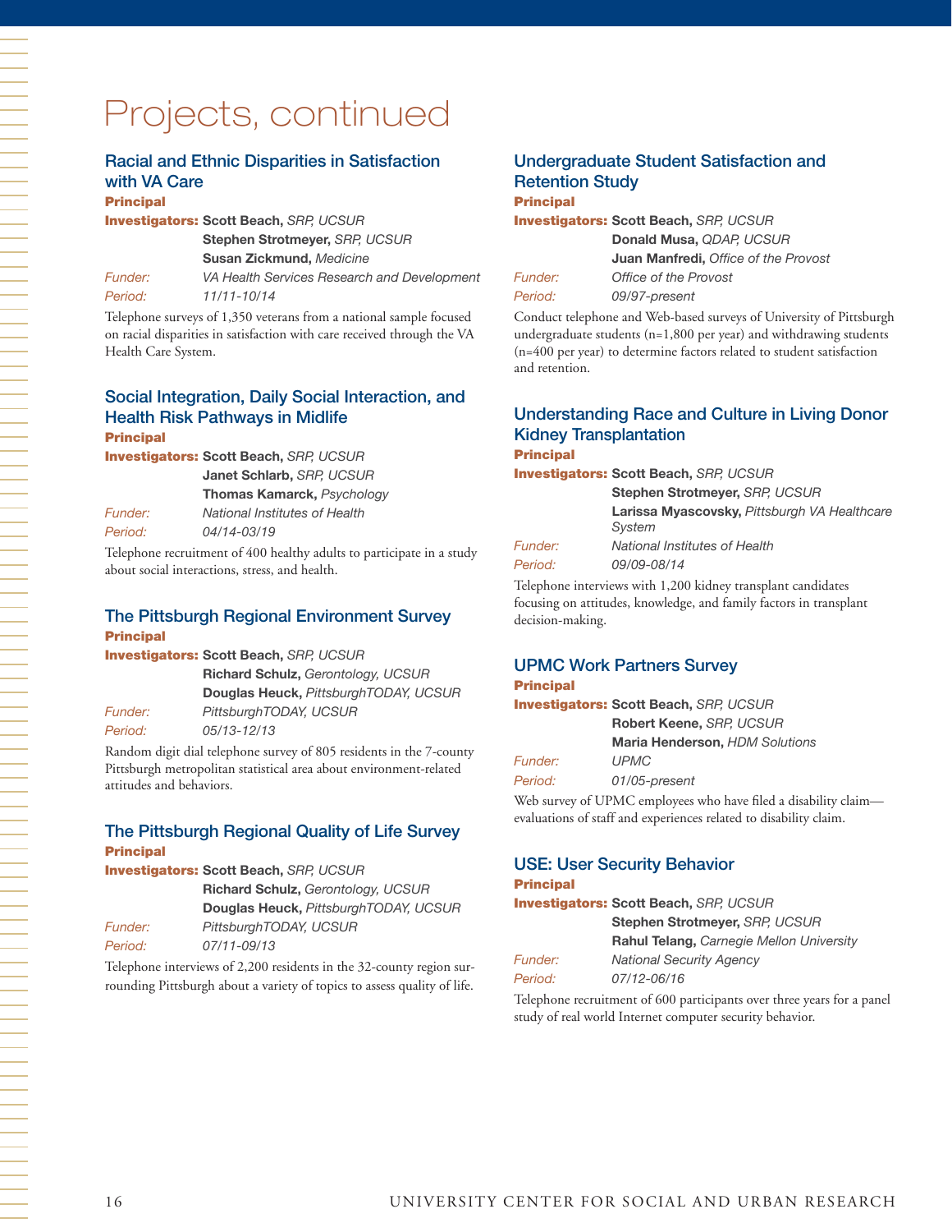# Projects, continued

## Racial and Ethnic Disparities in Satisfaction with VA Care

**Principal Investigators:** **Scott Beach,** *SRP, UCSUR*
**Stephen Strotmeyer,** *SRP, UCSUR*
**Susan Zickmund,** *Medicine*

*Funder:* *VA Health Services Research and Development*

*Period:* *11/11-10/14*

Telephone surveys of 1,350 veterans from a national sample focused on racial disparities in satisfaction with care received through the VA Health Care System.

## Social Integration, Daily Social Interaction, and Health Risk Pathways in Midlife

**Principal Investigators:** **Scott Beach,** *SRP, UCSUR*
**Janet Schlarb,** *SRP, UCSUR*
**Thomas Kamarck,** *Psychology*

*Funder:* *National Institutes of Health*

*Period:* *04/14-03/19*

Telephone recruitment of 400 healthy adults to participate in a study about social interactions, stress, and health.

## The Pittsburgh Regional Environment Survey

**Principal Investigators:** **Scott Beach,** *SRP, UCSUR*
**Richard Schulz,** *Gerontology, UCSUR*
**Douglas Heuck,** *PittsburghTODAY, UCSUR*

*Funder:* *PittsburghTODAY, UCSUR*

*Period:* *05/13-12/13*

Random digit dial telephone survey of 805 residents in the 7-county Pittsburgh metropolitan statistical area about environment-related attitudes and behaviors.

## The Pittsburgh Regional Quality of Life Survey

**Principal Investigators:** **Scott Beach,** *SRP, UCSUR*
**Richard Schulz,** *Gerontology, UCSUR*
**Douglas Heuck,** *PittsburghTODAY, UCSUR*

*Funder:* *PittsburghTODAY, UCSUR*

*Period:* *07/11-09/13*

Telephone interviews of 2,200 residents in the 32-county region surrounding Pittsburgh about a variety of topics to assess quality of life.

## Undergraduate Student Satisfaction and Retention Study

**Principal Investigators:** **Scott Beach,** *SRP, UCSUR*
**Donald Musa,** *QDAP, UCSUR*
**Juan Manfredi,** *Office of the Provost*

*Funder:* *Office of the Provost*

*Period:* *09/97-present*

Conduct telephone and Web-based surveys of University of Pittsburgh undergraduate students (n=1,800 per year) and withdrawing students (n=400 per year) to determine factors related to student satisfaction and retention.

## Understanding Race and Culture in Living Donor Kidney Transplantation

**Principal Investigators:** **Scott Beach,** *SRP, UCSUR*
**Stephen Strotmeyer,** *SRP, UCSUR*
**Larissa Myascovsky,** *Pittsburgh VA Healthcare System*

*Funder:* *National Institutes of Health*

*Period:* *09/09-08/14*

Telephone interviews with 1,200 kidney transplant candidates focusing on attitudes, knowledge, and family factors in transplant decision-making.

## UPMC Work Partners Survey

**Principal Investigators:** **Scott Beach,** *SRP, UCSUR*
**Robert Keene,** *SRP, UCSUR*
**Maria Henderson,** *HDM Solutions*

*Funder:* *UPMC*

*Period:* *01/05-present*

Web survey of UPMC employees who have filed a disability claim—evaluations of staff and experiences related to disability claim.

## USE: User Security Behavior

**Principal Investigators:** **Scott Beach,** *SRP, UCSUR*
**Stephen Strotmeyer,** *SRP, UCSUR*
**Rahul Telang,** *Carnegie Mellon University*

*Funder:* *National Security Agency*

*Period:* *07/12-06/16*

Telephone recruitment of 600 participants over three years for a panel study of real world Internet computer security behavior.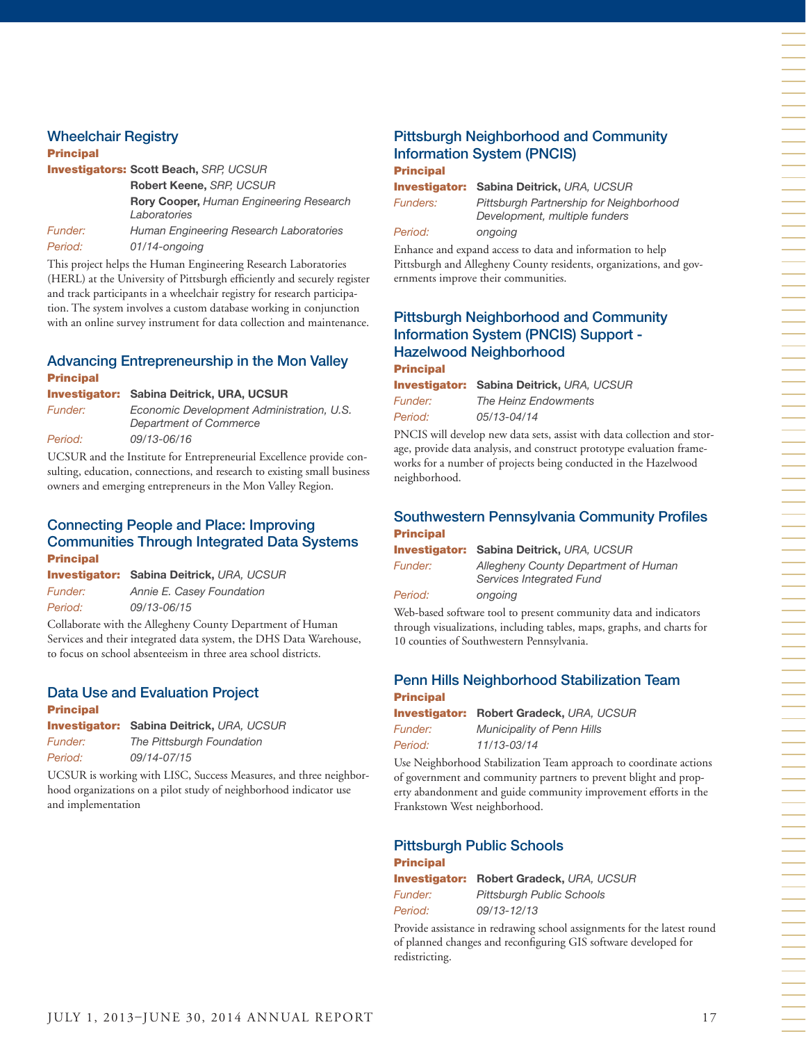### Wheelchair Registry

**Principal Investigators:** **Scott Beach,** *SRP, UCSUR*
**Robert Keene,** *SRP, UCSUR*
**Rory Cooper,** *Human Engineering Research Laboratories*

*Funder:* *Human Engineering Research Laboratories*

*Period:* *01/14-ongoing*

This project helps the Human Engineering Research Laboratories (HERL) at the University of Pittsburgh efficiently and securely register and track participants in a wheelchair registry for research participation. The system involves a custom database working in conjunction with an online survey instrument for data collection and maintenance.

### Advancing Entrepreneurship in the Mon Valley

**Principal Investigator:** **Sabina Deitrick, URA, UCSUR**

*Funder:* *Economic Development Administration, U.S. Department of Commerce*

*Period:* *09/13-06/16*

UCSUR and the Institute for Entrepreneurial Excellence provide consulting, education, connections, and research to existing small business owners and emerging entrepreneurs in the Mon Valley Region.

### Connecting People and Place: Improving Communities Through Integrated Data Systems

**Principal Investigator:** **Sabina Deitrick,** *URA, UCSUR*

*Funder:* *Annie E. Casey Foundation*

*Period:* *09/13-06/15*

Collaborate with the Allegheny County Department of Human Services and their integrated data system, the DHS Data Warehouse, to focus on school absenteeism in three area school districts.

### Data Use and Evaluation Project

**Principal Investigator:** **Sabina Deitrick,** *URA, UCSUR*

*Funder:* *The Pittsburgh Foundation*

*Period:* *09/14-07/15*

UCSUR is working with LISC, Success Measures, and three neighborhood organizations on a pilot study of neighborhood indicator use and implementation

### Pittsburgh Neighborhood and Community Information System (PNCIS)

**Principal Investigator:** **Sabina Deitrick,** *URA, UCSUR*

*Funders:* *Pittsburgh Partnership for Neighborhood Development, multiple funders*

*Period:* *ongoing*

Enhance and expand access to data and information to help Pittsburgh and Allegheny County residents, organizations, and governments improve their communities.

### Pittsburgh Neighborhood and Community Information System (PNCIS) Support - Hazelwood Neighborhood

**Principal Investigator:** **Sabina Deitrick,** *URA, UCSUR*

*Funder:* *The Heinz Endowments*

*Period:* *05/13-04/14*

PNCIS will develop new data sets, assist with data collection and storage, provide data analysis, and construct prototype evaluation frameworks for a number of projects being conducted in the Hazelwood neighborhood.

### Southwestern Pennsylvania Community Profiles

**Principal Investigator:** **Sabina Deitrick,** *URA, UCSUR*

*Funder:* *Allegheny County Department of Human Services Integrated Fund*

*Period:* *ongoing*

Web-based software tool to present community data and indicators through visualizations, including tables, maps, graphs, and charts for 10 counties of Southwestern Pennsylvania.

### Penn Hills Neighborhood Stabilization Team

**Principal Investigator:** **Robert Gradeck,** *URA, UCSUR*

*Funder:* *Municipality of Penn Hills*

*Period:* *11/13-03/14*

Use Neighborhood Stabilization Team approach to coordinate actions of government and community partners to prevent blight and property abandonment and guide community improvement efforts in the Frankstown West neighborhood.

### Pittsburgh Public Schools

**Principal Investigator:** **Robert Gradeck,** *URA, UCSUR*

*Funder:* *Pittsburgh Public Schools*

*Period:* *09/13-12/13*

Provide assistance in redrawing school assignments for the latest round of planned changes and reconfiguring GIS software developed for redistricting.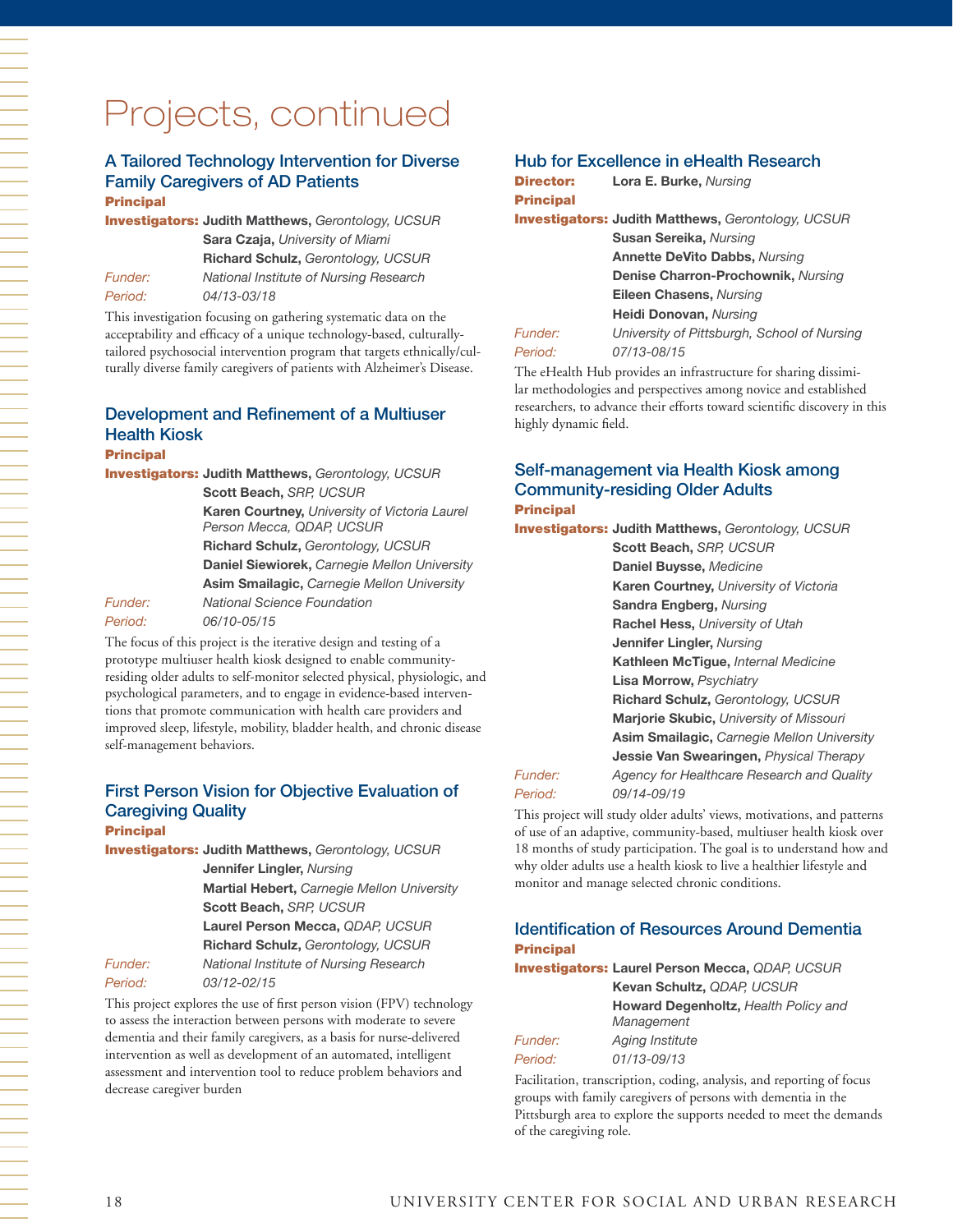# Projects, continued

## A Tailored Technology Intervention for Diverse Family Caregivers of AD Patients

**Principal Investigators:** **Judith Matthews,** *Gerontology, UCSUR*
**Sara Czaja,** *University of Miami*
**Richard Schulz,** *Gerontology, UCSUR*

*Funder:* *National Institute of Nursing Research*

*Period:* *04/13-03/18*

This investigation focusing on gathering systematic data on the acceptability and efficacy of a unique technology-based, culturally-tailored psychosocial intervention program that targets ethnically/culturally diverse family caregivers of patients with Alzheimer's Disease.

## Development and Refinement of a Multiuser Health Kiosk

**Principal Investigators:** **Judith Matthews,** *Gerontology, UCSUR*
**Scott Beach,** *SRP, UCSUR*
**Karen Courtney,** *University of Victoria Laurel Person Mecca, QDAP, UCSUR*
**Richard Schulz,** *Gerontology, UCSUR*
**Daniel Siewiorek,** *Carnegie Mellon University*
**Asim Smailagic,** *Carnegie Mellon University*

*Funder:* *National Science Foundation*

*Period:* *06/10-05/15*

The focus of this project is the iterative design and testing of a prototype multiuser health kiosk designed to enable community-residing older adults to self-monitor selected physical, physiologic, and psychological parameters, and to engage in evidence-based interventions that promote communication with health care providers and improved sleep, lifestyle, mobility, bladder health, and chronic disease self-management behaviors.

## First Person Vision for Objective Evaluation of Caregiving Quality

**Principal Investigators:** **Judith Matthews,** *Gerontology, UCSUR*
**Jennifer Lingler,** *Nursing*
**Martial Hebert,** *Carnegie Mellon University*
**Scott Beach,** *SRP, UCSUR*
**Laurel Person Mecca,** *QDAP, UCSUR*
**Richard Schulz,** *Gerontology, UCSUR*

*Funder:* *National Institute of Nursing Research*

*Period:* *03/12-02/15*

This project explores the use of first person vision (FPV) technology to assess the interaction between persons with moderate to severe dementia and their family caregivers, as a basis for nurse-delivered intervention as well as development of an automated, intelligent assessment and intervention tool to reduce problem behaviors and decrease caregiver burden

## Hub for Excellence in eHealth Research

**Director:** **Lora E. Burke,** *Nursing*

**Principal Investigators:** **Judith Matthews,** *Gerontology, UCSUR*
**Susan Sereika,** *Nursing*
**Annette DeVito Dabbs,** *Nursing*
**Denise Charron-Prochownik,** *Nursing*
**Eileen Chasens,** *Nursing*
**Heidi Donovan,** *Nursing*

*Funder:* *University of Pittsburgh, School of Nursing*

*Period:* *07/13-08/15*

The eHealth Hub provides an infrastructure for sharing dissimilar methodologies and perspectives among novice and established researchers, to advance their efforts toward scientific discovery in this highly dynamic field.

## Self-management via Health Kiosk among Community-residing Older Adults

**Principal Investigators:** **Judith Matthews,** *Gerontology, UCSUR*
**Scott Beach,** *SRP, UCSUR*
**Daniel Buysse,** *Medicine*
**Karen Courtney,** *University of Victoria*
**Sandra Engberg,** *Nursing*
**Rachel Hess,** *University of Utah*
**Jennifer Lingler,** *Nursing*
**Kathleen McTigue,** *Internal Medicine*
**Lisa Morrow,** *Psychiatry*
**Richard Schulz,** *Gerontology, UCSUR*
**Marjorie Skubic,** *University of Missouri*
**Asim Smailagic,** *Carnegie Mellon University*
**Jessie Van Swearingen,** *Physical Therapy*

*Funder:* *Agency for Healthcare Research and Quality*

*Period:* *09/14-09/19*

This project will study older adults' views, motivations, and patterns of use of an adaptive, community-based, multiuser health kiosk over 18 months of study participation. The goal is to understand how and why older adults use a health kiosk to live a healthier lifestyle and monitor and manage selected chronic conditions.

## Identification of Resources Around Dementia

**Principal Investigators:** **Laurel Person Mecca,** *QDAP, UCSUR*
**Kevan Schultz,** *QDAP, UCSUR*
**Howard Degenholtz,** *Health Policy and Management*

*Funder:* *Aging Institute*

*Period:* *01/13-09/13*

Facilitation, transcription, coding, analysis, and reporting of focus groups with family caregivers of persons with dementia in the Pittsburgh area to explore the supports needed to meet the demands of the caregiving role.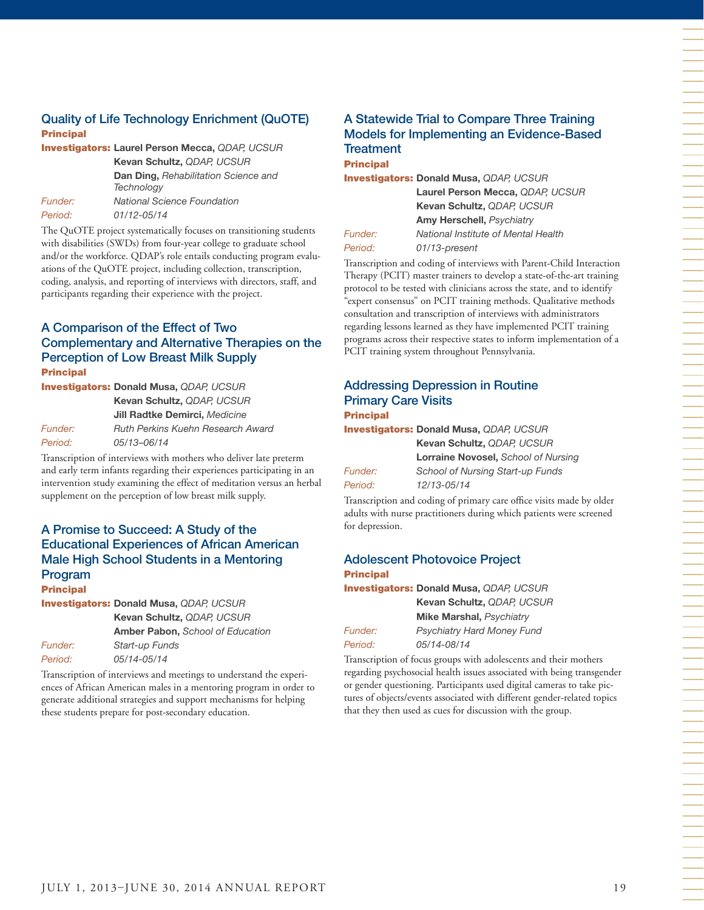### Quality of Life Technology Enrichment (QuOTE)

**Principal Investigators:** **Laurel Person Mecca,** *QDAP, UCSUR*
**Kevan Schultz,** *QDAP, UCSUR*
**Dan Ding,** *Rehabilitation Science and Technology*

*Funder:* *National Science Foundation*
*Period:* *01/12-05/14*

The QuOTE project systematically focuses on transitioning students with disabilities (SWDs) from four-year college to graduate school and/or the workforce. QDAP's role entails conducting program evaluations of the QuOTE project, including collection, transcription, coding, analysis, and reporting of interviews with directors, staff, and participants regarding their experience with the project.

### A Comparison of the Effect of Two Complementary and Alternative Therapies on the Perception of Low Breast Milk Supply

**Principal Investigators:** **Donald Musa,** *QDAP, UCSUR*
**Kevan Schultz,** *QDAP, UCSUR*
**Jill Radtke Demirci,** *Medicine*

*Funder:* *Ruth Perkins Kuehn Research Award*
*Period:* *05/13–06/14*

Transcription of interviews with mothers who deliver late preterm and early term infants regarding their experiences participating in an intervention study examining the effect of meditation versus an herbal supplement on the perception of low breast milk supply.

### A Promise to Succeed: A Study of the Educational Experiences of African American Male High School Students in a Mentoring Program

**Principal Investigators:** **Donald Musa,** *QDAP, UCSUR*
**Kevan Schultz,** *QDAP, UCSUR*
**Amber Pabon,** *School of Education*

*Funder:* *Start-up Funds*
*Period:* *05/14-05/14*

Transcription of interviews and meetings to understand the experiences of African American males in a mentoring program in order to generate additional strategies and support mechanisms for helping these students prepare for post-secondary education.

### A Statewide Trial to Compare Three Training Models for Implementing an Evidence-Based Treatment

**Principal Investigators:** **Donald Musa,** *QDAP, UCSUR*
**Laurel Person Mecca,** *QDAP, UCSUR*
**Kevan Schultz,** *QDAP, UCSUR*
**Amy Herschell,** *Psychiatry*

*Funder:* *National Institute of Mental Health*
*Period:* *01/13-present*

Transcription and coding of interviews with Parent-Child Interaction Therapy (PCIT) master trainers to develop a state-of-the-art training protocol to be tested with clinicians across the state, and to identify "expert consensus" on PCIT training methods. Qualitative methods consultation and transcription of interviews with administrators regarding lessons learned as they have implemented PCIT training programs across their respective states to inform implementation of a PCIT training system throughout Pennsylvania.

### Addressing Depression in Routine Primary Care Visits

**Principal Investigators:** **Donald Musa,** *QDAP, UCSUR*
**Kevan Schultz,** *QDAP, UCSUR*
**Lorraine Novosel,** *School of Nursing*

*Funder:* *School of Nursing Start-up Funds*
*Period:* *12/13-05/14*

Transcription and coding of primary care office visits made by older adults with nurse practitioners during which patients were screened for depression.

### Adolescent Photovoice Project

**Principal Investigators:** **Donald Musa,** *QDAP, UCSUR*
**Kevan Schultz,** *QDAP, UCSUR*
**Mike Marshal,** *Psychiatry*

*Funder:* *Psychiatry Hard Money Fund*
*Period:* *05/14-08/14*

Transcription of focus groups with adolescents and their mothers regarding psychosocial health issues associated with being transgender or gender questioning. Participants used digital cameras to take pictures of objects/events associated with different gender-related topics that they then used as cues for discussion with the group.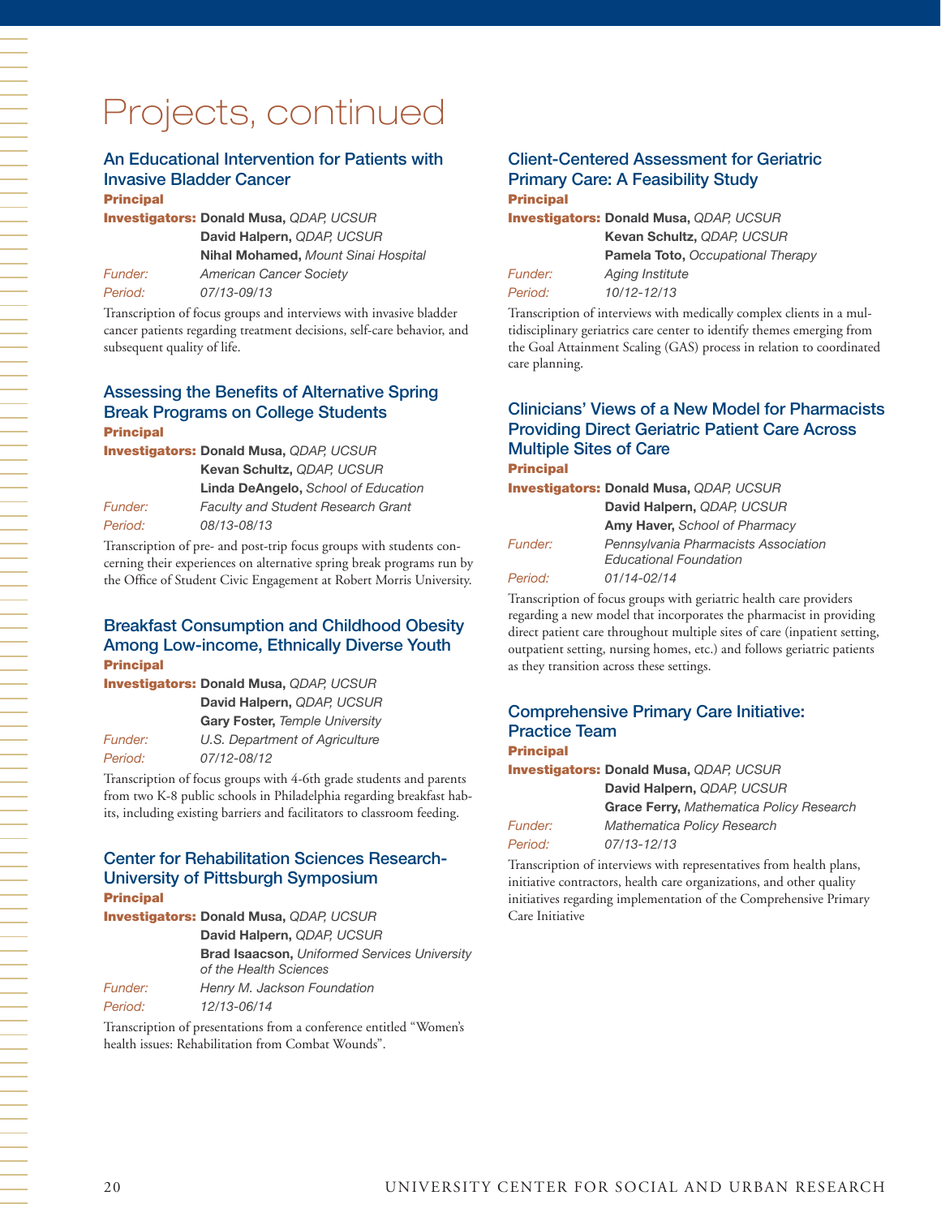# Projects, continued

### An Educational Intervention for Patients with Invasive Bladder Cancer

**Principal Investigators:** **Donald Musa,** *QDAP, UCSUR*
**David Halpern,** *QDAP, UCSUR*
**Nihal Mohamed,** *Mount Sinai Hospital*

*Funder:* *American Cancer Society*

*Period:* *07/13-09/13*

Transcription of focus groups and interviews with invasive bladder cancer patients regarding treatment decisions, self-care behavior, and subsequent quality of life.

### Assessing the Benefits of Alternative Spring Break Programs on College Students

**Principal Investigators:** **Donald Musa,** *QDAP, UCSUR*
**Kevan Schultz,** *QDAP, UCSUR*
**Linda DeAngelo,** *School of Education*

*Funder:* *Faculty and Student Research Grant*

*Period:* *08/13-08/13*

Transcription of pre- and post-trip focus groups with students concerning their experiences on alternative spring break programs run by the Office of Student Civic Engagement at Robert Morris University.

### Breakfast Consumption and Childhood Obesity Among Low-income, Ethnically Diverse Youth

**Principal Investigators:** **Donald Musa,** *QDAP, UCSUR*
**David Halpern,** *QDAP, UCSUR*
**Gary Foster,** *Temple University*

*Funder:* *U.S. Department of Agriculture*

*Period:* *07/12-08/12*

Transcription of focus groups with 4-6th grade students and parents from two K-8 public schools in Philadelphia regarding breakfast habits, including existing barriers and facilitators to classroom feeding.

### Center for Rehabilitation Sciences Research-University of Pittsburgh Symposium

**Principal Investigators:** **Donald Musa,** *QDAP, UCSUR*
**David Halpern,** *QDAP, UCSUR*
**Brad Isaacson,** *Uniformed Services University of the Health Sciences*

*Funder:* *Henry M. Jackson Foundation*

*Period:* *12/13-06/14*

Transcription of presentations from a conference entitled "Women's health issues: Rehabilitation from Combat Wounds".

### Client-Centered Assessment for Geriatric Primary Care: A Feasibility Study

**Principal Investigators:** **Donald Musa,** *QDAP, UCSUR*
**Kevan Schultz,** *QDAP, UCSUR*
**Pamela Toto,** *Occupational Therapy*

*Funder:* *Aging Institute*

*Period:* *10/12-12/13*

Transcription of interviews with medically complex clients in a multidisciplinary geriatrics care center to identify themes emerging from the Goal Attainment Scaling (GAS) process in relation to coordinated care planning.

### Clinicians' Views of a New Model for Pharmacists Providing Direct Geriatric Patient Care Across Multiple Sites of Care

**Principal Investigators:** **Donald Musa,** *QDAP, UCSUR*
**David Halpern,** *QDAP, UCSUR*
**Amy Haver,** *School of Pharmacy*

*Funder:* *Pennsylvania Pharmacists Association Educational Foundation*

*Period:* *01/14-02/14*

Transcription of focus groups with geriatric health care providers regarding a new model that incorporates the pharmacist in providing direct patient care throughout multiple sites of care (inpatient setting, outpatient setting, nursing homes, etc.) and follows geriatric patients as they transition across these settings.

### Comprehensive Primary Care Initiative: Practice Team

**Principal Investigators:** **Donald Musa,** *QDAP, UCSUR*
**David Halpern,** *QDAP, UCSUR*
**Grace Ferry,** *Mathematica Policy Research*

*Funder:* *Mathematica Policy Research*

*Period:* *07/13-12/13*

Transcription of interviews with representatives from health plans, initiative contractors, health care organizations, and other quality initiatives regarding implementation of the Comprehensive Primary Care Initiative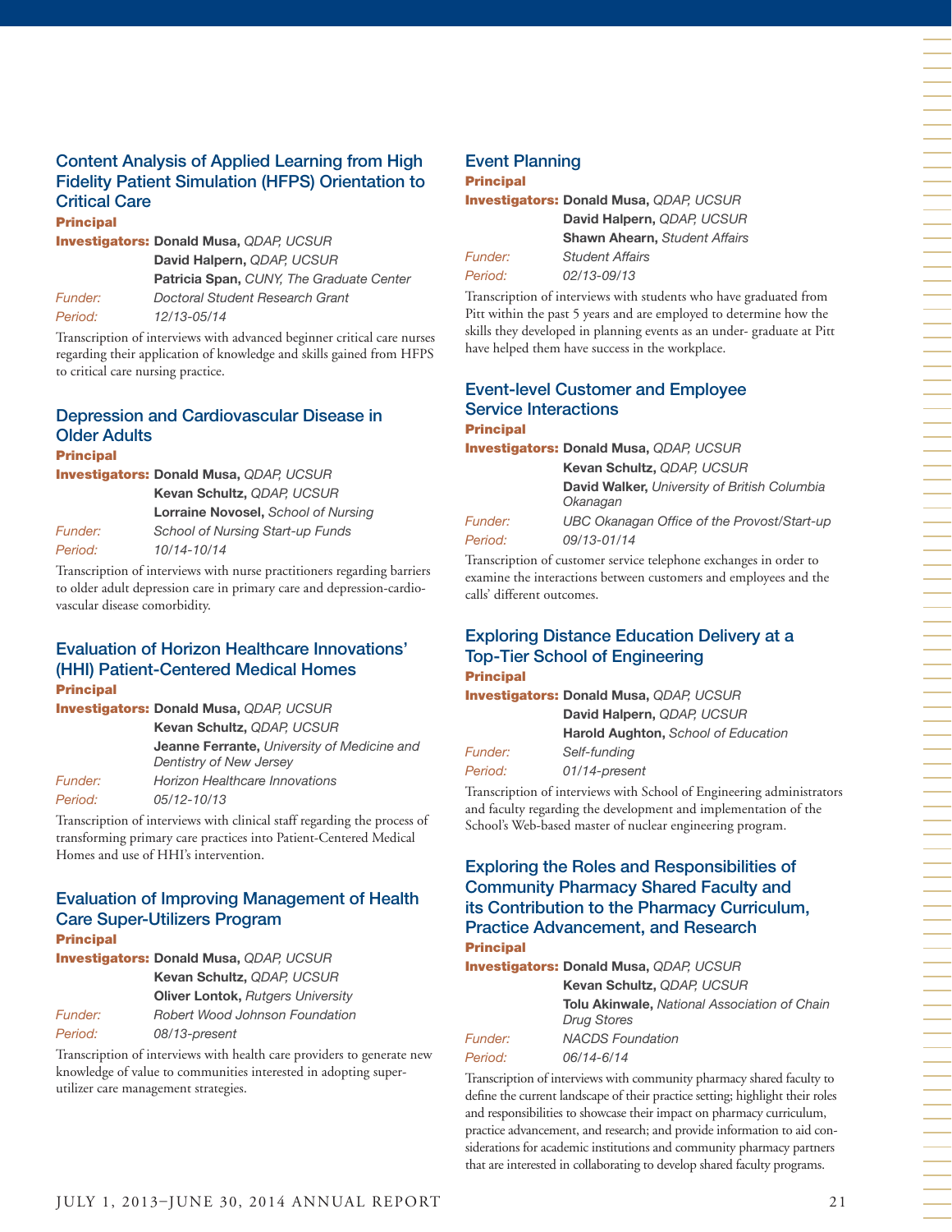### Content Analysis of Applied Learning from High Fidelity Patient Simulation (HFPS) Orientation to Critical Care

**Principal Investigators:** **Donald Musa,** *QDAP, UCSUR*
**David Halpern,** *QDAP, UCSUR*
**Patricia Span,** *CUNY, The Graduate Center*

*Funder:* *Doctoral Student Research Grant*
*Period:* *12/13-05/14*

Transcription of interviews with advanced beginner critical care nurses regarding their application of knowledge and skills gained from HFPS to critical care nursing practice.

### Depression and Cardiovascular Disease in Older Adults

**Principal Investigators:** **Donald Musa,** *QDAP, UCSUR*
**Kevan Schultz,** *QDAP, UCSUR*
**Lorraine Novosel,** *School of Nursing*

*Funder:* *School of Nursing Start-up Funds*
*Period:* *10/14-10/14*

Transcription of interviews with nurse practitioners regarding barriers to older adult depression care in primary care and depression-cardiovascular disease comorbidity.

### Evaluation of Horizon Healthcare Innovations' (HHI) Patient-Centered Medical Homes

**Principal Investigators:** **Donald Musa,** *QDAP, UCSUR*
**Kevan Schultz,** *QDAP, UCSUR*
**Jeanne Ferrante,** *University of Medicine and Dentistry of New Jersey*

*Funder:* *Horizon Healthcare Innovations*
*Period:* *05/12-10/13*

Transcription of interviews with clinical staff regarding the process of transforming primary care practices into Patient-Centered Medical Homes and use of HHI's intervention.

### Evaluation of Improving Management of Health Care Super-Utilizers Program

**Principal Investigators:** **Donald Musa,** *QDAP, UCSUR*
**Kevan Schultz,** *QDAP, UCSUR*
**Oliver Lontok,** *Rutgers University*

*Funder:* *Robert Wood Johnson Foundation*
*Period:* *08/13-present*

Transcription of interviews with health care providers to generate new knowledge of value to communities interested in adopting super-utilizer care management strategies.

### Event Planning

**Principal Investigators:** **Donald Musa,** *QDAP, UCSUR*
**David Halpern,** *QDAP, UCSUR*
**Shawn Ahearn,** *Student Affairs*

*Funder:* *Student Affairs*
*Period:* *02/13-09/13*

Transcription of interviews with students who have graduated from Pitt within the past 5 years and are employed to determine how the skills they developed in planning events as an under- graduate at Pitt have helped them have success in the workplace.

### Event-level Customer and Employee Service Interactions

**Principal Investigators:** **Donald Musa,** *QDAP, UCSUR*
**Kevan Schultz,** *QDAP, UCSUR*
**David Walker,** *University of British Columbia Okanagan*

*Funder:* *UBC Okanagan Office of the Provost/Start-up*
*Period:* *09/13-01/14*

Transcription of customer service telephone exchanges in order to examine the interactions between customers and employees and the calls' different outcomes.

### Exploring Distance Education Delivery at a Top-Tier School of Engineering

**Principal Investigators:** **Donald Musa,** *QDAP, UCSUR*
**David Halpern,** *QDAP, UCSUR*
**Harold Aughton,** *School of Education*

*Funder:* *Self-funding*
*Period:* *01/14-present*

Transcription of interviews with School of Engineering administrators and faculty regarding the development and implementation of the School's Web-based master of nuclear engineering program.

### Exploring the Roles and Responsibilities of Community Pharmacy Shared Faculty and its Contribution to the Pharmacy Curriculum, Practice Advancement, and Research

**Principal Investigators:** **Donald Musa,** *QDAP, UCSUR*
**Kevan Schultz,** *QDAP, UCSUR*
**Tolu Akinwale,** *National Association of Chain Drug Stores*

*Funder:* *NACDS Foundation*
*Period:* *06/14-6/14*

Transcription of interviews with community pharmacy shared faculty to define the current landscape of their practice setting; highlight their roles and responsibilities to showcase their impact on pharmacy curriculum, practice advancement, and research; and provide information to aid considerations for academic institutions and community pharmacy partners that are interested in collaborating to develop shared faculty programs.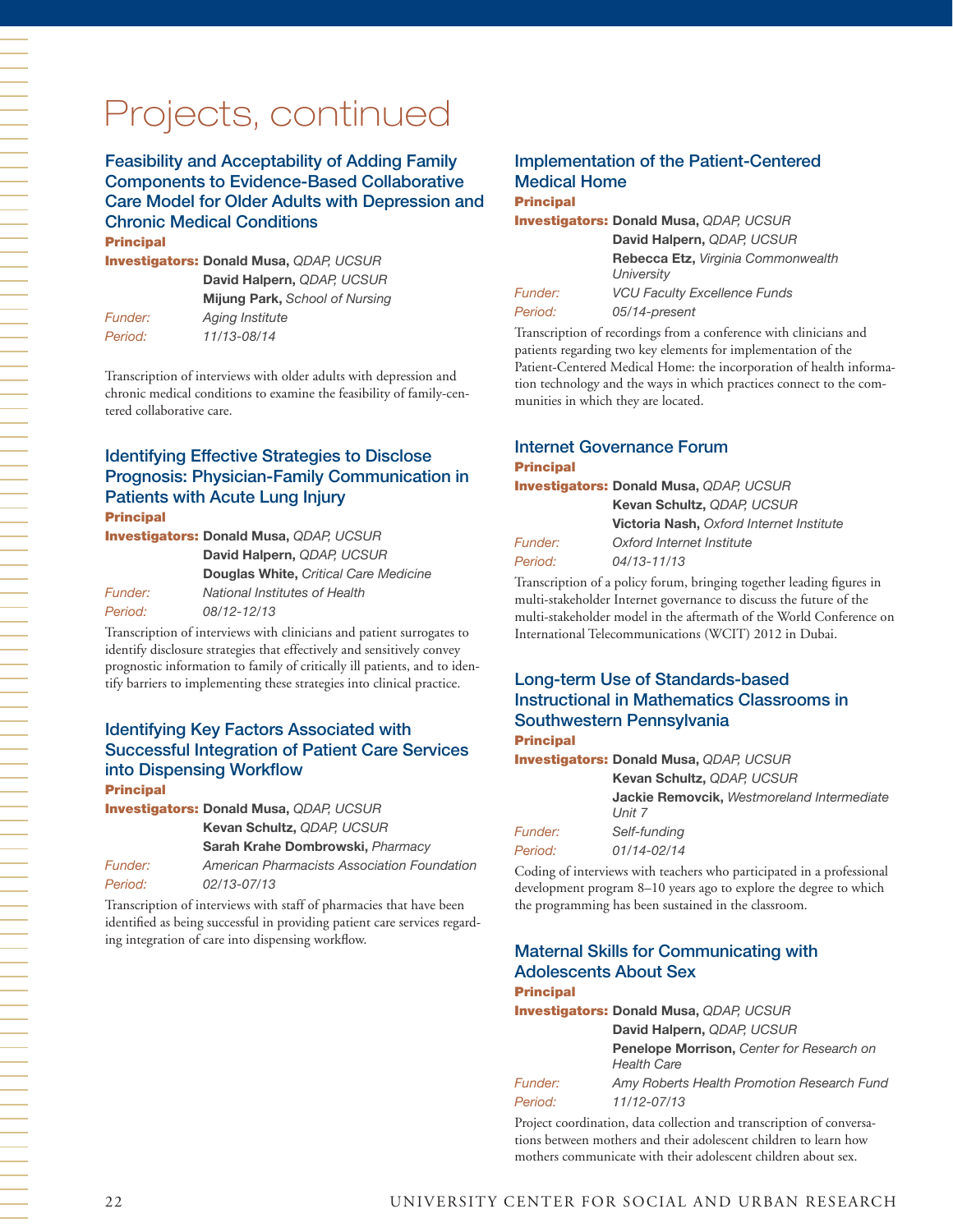# Projects, continued

### Feasibility and Acceptability of Adding Family Components to Evidence-Based Collaborative Care Model for Older Adults with Depression and Chronic Medical Conditions

**Principal Investigators:** **Donald Musa,** *QDAP, UCSUR*
**David Halpern,** *QDAP, UCSUR*
**Mijung Park,** *School of Nursing*

*Funder:* *Aging Institute*
*Period:* *11/13-08/14*

Transcription of interviews with older adults with depression and chronic medical conditions to examine the feasibility of family-centered collaborative care.

### Identifying Effective Strategies to Disclose Prognosis: Physician-Family Communication in Patients with Acute Lung Injury

**Principal Investigators:** **Donald Musa,** *QDAP, UCSUR*
**David Halpern,** *QDAP, UCSUR*
**Douglas White,** *Critical Care Medicine*

*Funder:* *National Institutes of Health*
*Period:* *08/12-12/13*

Transcription of interviews with clinicians and patient surrogates to identify disclosure strategies that effectively and sensitively convey prognostic information to family of critically ill patients, and to identify barriers to implementing these strategies into clinical practice.

### Identifying Key Factors Associated with Successful Integration of Patient Care Services into Dispensing Workflow

**Principal Investigators:** **Donald Musa,** *QDAP, UCSUR*
**Kevan Schultz,** *QDAP, UCSUR*
**Sarah Krahe Dombrowski,** *Pharmacy*

*Funder:* *American Pharmacists Association Foundation*
*Period:* *02/13-07/13*

Transcription of interviews with staff of pharmacies that have been identified as being successful in providing patient care services regarding integration of care into dispensing workflow.

### Implementation of the Patient-Centered Medical Home

**Principal Investigators:** **Donald Musa,** *QDAP, UCSUR*
**David Halpern,** *QDAP, UCSUR*
**Rebecca Etz,** *Virginia Commonwealth University*

*Funder:* *VCU Faculty Excellence Funds*
*Period:* *05/14-present*

Transcription of recordings from a conference with clinicians and patients regarding two key elements for implementation of the Patient-Centered Medical Home: the incorporation of health information technology and the ways in which practices connect to the communities in which they are located.

### Internet Governance Forum

**Principal Investigators:** **Donald Musa,** *QDAP, UCSUR*
**Kevan Schultz,** *QDAP, UCSUR*
**Victoria Nash,** *Oxford Internet Institute*

*Funder:* *Oxford Internet Institute*
*Period:* *04/13-11/13*

Transcription of a policy forum, bringing together leading figures in multi-stakeholder Internet governance to discuss the future of the multi-stakeholder model in the aftermath of the World Conference on International Telecommunications (WCIT) 2012 in Dubai.

### Long-term Use of Standards-based Instructional in Mathematics Classrooms in Southwestern Pennsylvania

**Principal Investigators:** **Donald Musa,** *QDAP, UCSUR*
**Kevan Schultz,** *QDAP, UCSUR*
**Jackie Removcik,** *Westmoreland Intermediate Unit 7*

*Funder:* *Self-funding*
*Period:* *01/14-02/14*

Coding of interviews with teachers who participated in a professional development program 8–10 years ago to explore the degree to which the programming has been sustained in the classroom.

### Maternal Skills for Communicating with Adolescents About Sex

**Principal Investigators:** **Donald Musa,** *QDAP, UCSUR*
**David Halpern,** *QDAP, UCSUR*
**Penelope Morrison,** *Center for Research on Health Care*

*Funder:* *Amy Roberts Health Promotion Research Fund*
*Period:* *11/12-07/13*

Project coordination, data collection and transcription of conversations between mothers and their adolescent children to learn how mothers communicate with their adolescent children about sex.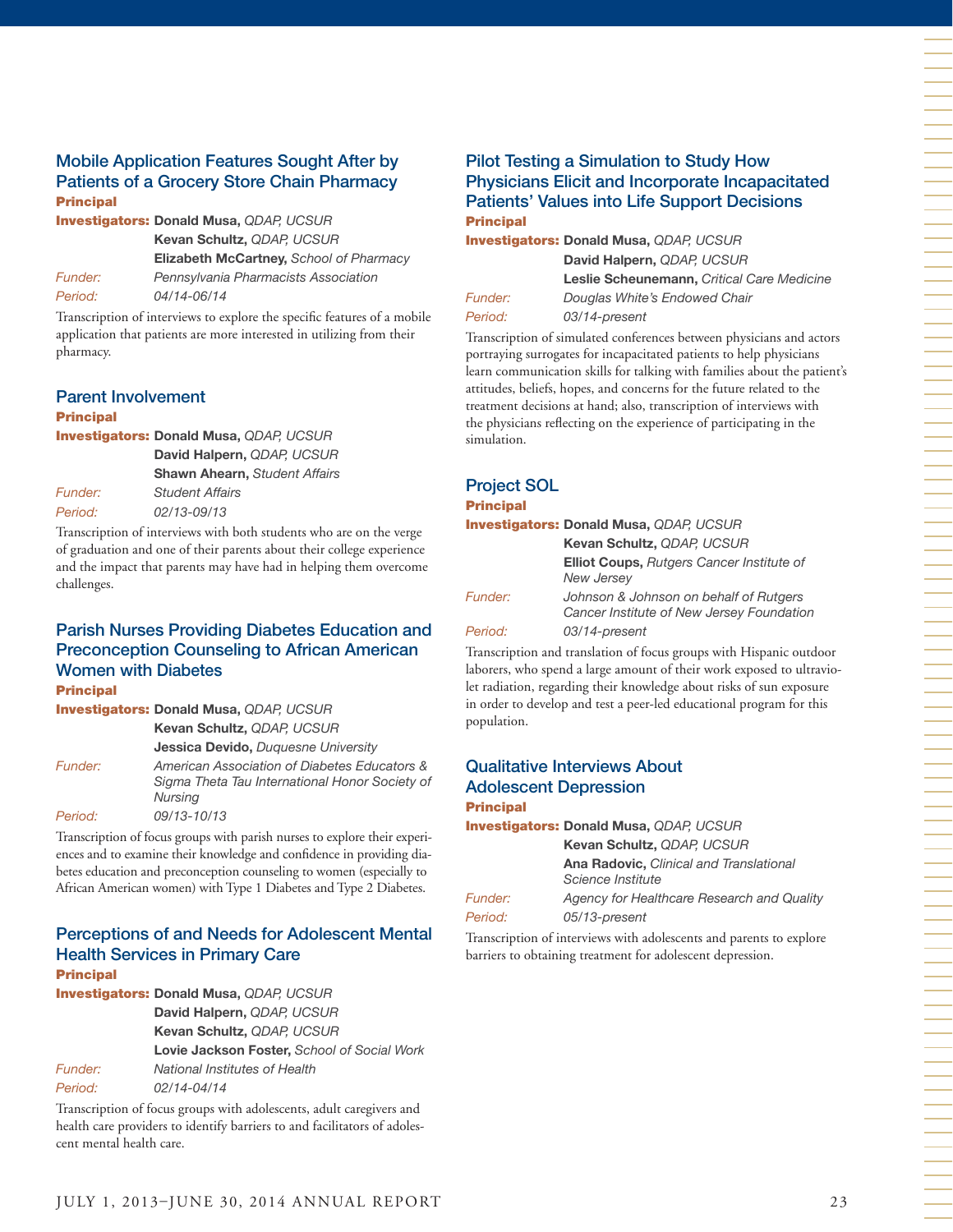### Mobile Application Features Sought After by Patients of a Grocery Store Chain Pharmacy

**Principal Investigators:** **Donald Musa,** *QDAP, UCSUR*
**Kevan Schultz,** *QDAP, UCSUR*
**Elizabeth McCartney,** *School of Pharmacy*

*Funder:* *Pennsylvania Pharmacists Association*

*Period:* *04/14-06/14*

Transcription of interviews to explore the specific features of a mobile application that patients are more interested in utilizing from their pharmacy.

### Parent Involvement

**Principal Investigators:** **Donald Musa,** *QDAP, UCSUR*
**David Halpern,** *QDAP, UCSUR*
**Shawn Ahearn,** *Student Affairs*

*Funder:* *Student Affairs*

*Period:* *02/13-09/13*

Transcription of interviews with both students who are on the verge of graduation and one of their parents about their college experience and the impact that parents may have had in helping them overcome challenges.

### Parish Nurses Providing Diabetes Education and Preconception Counseling to African American Women with Diabetes

**Principal Investigators:** **Donald Musa,** *QDAP, UCSUR*
**Kevan Schultz,** *QDAP, UCSUR*
**Jessica Devido,** *Duquesne University*

*Funder:* *American Association of Diabetes Educators & Sigma Theta Tau International Honor Society of Nursing*

*Period:* *09/13-10/13*

Transcription of focus groups with parish nurses to explore their experiences and to examine their knowledge and confidence in providing diabetes education and preconception counseling to women (especially to African American women) with Type 1 Diabetes and Type 2 Diabetes.

### Perceptions of and Needs for Adolescent Mental Health Services in Primary Care

**Principal Investigators:** **Donald Musa,** *QDAP, UCSUR*
**David Halpern,** *QDAP, UCSUR*
**Kevan Schultz,** *QDAP, UCSUR*
**Lovie Jackson Foster,** *School of Social Work*

*Funder:* *National Institutes of Health*

*Period:* *02/14-04/14*

Transcription of focus groups with adolescents, adult caregivers and health care providers to identify barriers to and facilitators of adolescent mental health care.

### Pilot Testing a Simulation to Study How Physicians Elicit and Incorporate Incapacitated Patients' Values into Life Support Decisions

**Principal Investigators:** **Donald Musa,** *QDAP, UCSUR*
**David Halpern,** *QDAP, UCSUR*
**Leslie Scheunemann,** *Critical Care Medicine*

*Funder:* *Douglas White's Endowed Chair*

*Period:* *03/14-present*

Transcription of simulated conferences between physicians and actors portraying surrogates for incapacitated patients to help physicians learn communication skills for talking with families about the patient's attitudes, beliefs, hopes, and concerns for the future related to the treatment decisions at hand; also, transcription of interviews with the physicians reflecting on the experience of participating in the simulation.

### Project SOL

**Principal Investigators:** **Donald Musa,** *QDAP, UCSUR*
**Kevan Schultz,** *QDAP, UCSUR*
**Elliot Coups,** *Rutgers Cancer Institute of New Jersey*

*Funder:* *Johnson & Johnson on behalf of Rutgers Cancer Institute of New Jersey Foundation*

*Period:* *03/14-present*

Transcription and translation of focus groups with Hispanic outdoor laborers, who spend a large amount of their work exposed to ultraviolet radiation, regarding their knowledge about risks of sun exposure in order to develop and test a peer-led educational program for this population.

### Qualitative Interviews About Adolescent Depression

**Principal Investigators:** **Donald Musa,** *QDAP, UCSUR*
**Kevan Schultz,** *QDAP, UCSUR*
**Ana Radovic,** *Clinical and Translational Science Institute*

*Funder:* *Agency for Healthcare Research and Quality*

*Period:* *05/13-present*

Transcription of interviews with adolescents and parents to explore barriers to obtaining treatment for adolescent depression.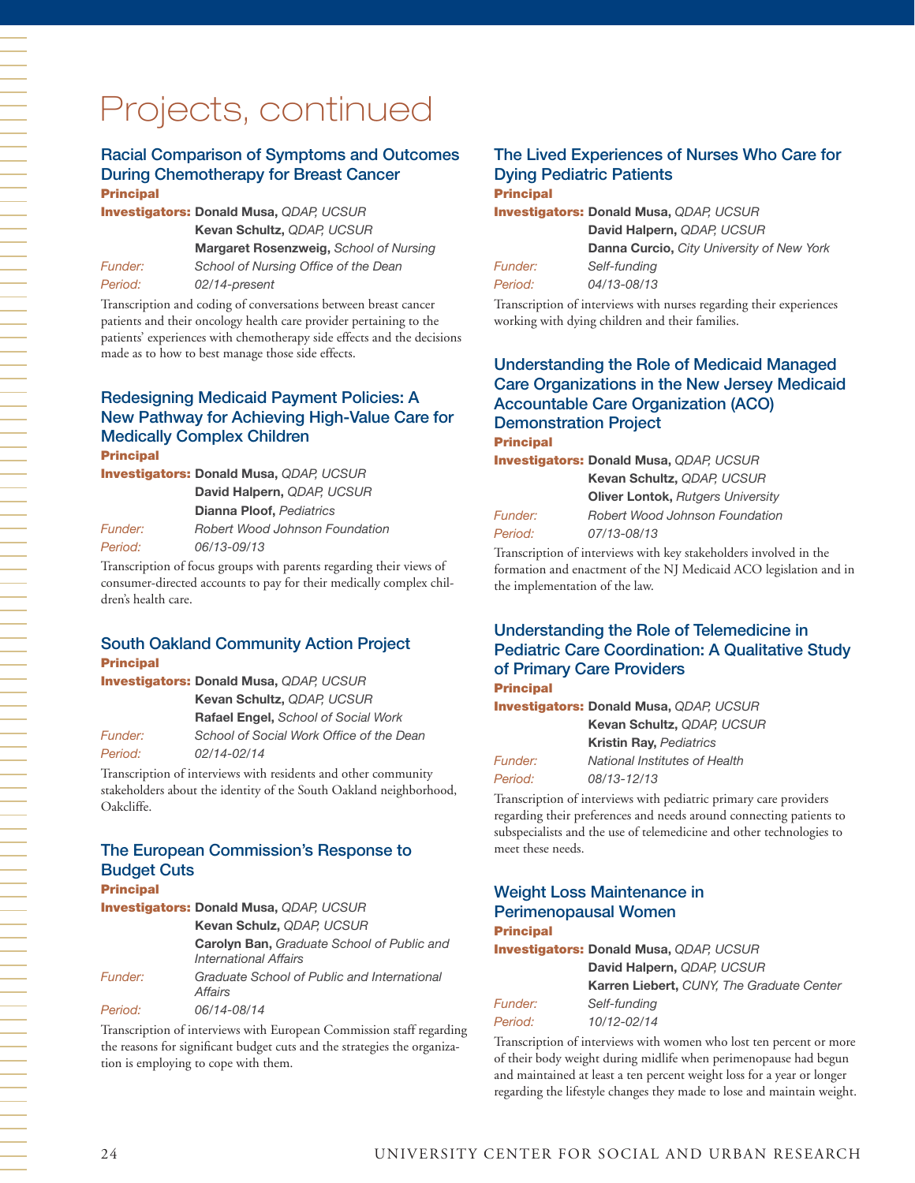# Projects, continued

## Racial Comparison of Symptoms and Outcomes During Chemotherapy for Breast Cancer

**Principal Investigators:** **Donald Musa,** *QDAP, UCSUR*
**Kevan Schultz,** *QDAP, UCSUR*
**Margaret Rosenzweig,** *School of Nursing*

*Funder:* *School of Nursing Office of the Dean*

*Period:* *02/14-present*

Transcription and coding of conversations between breast cancer patients and their oncology health care provider pertaining to the patients' experiences with chemotherapy side effects and the decisions made as to how to best manage those side effects.

## Redesigning Medicaid Payment Policies: A New Pathway for Achieving High-Value Care for Medically Complex Children

**Principal Investigators:** **Donald Musa,** *QDAP, UCSUR*
**David Halpern,** *QDAP, UCSUR*
**Dianna Ploof,** *Pediatrics*

*Funder:* *Robert Wood Johnson Foundation*

*Period:* *06/13-09/13*

Transcription of focus groups with parents regarding their views of consumer-directed accounts to pay for their medically complex children's health care.

## South Oakland Community Action Project

**Principal Investigators:** **Donald Musa,** *QDAP, UCSUR*
**Kevan Schultz,** *QDAP, UCSUR*
**Rafael Engel,** *School of Social Work*

*Funder:* *School of Social Work Office of the Dean*

*Period:* *02/14-02/14*

Transcription of interviews with residents and other community stakeholders about the identity of the South Oakland neighborhood, Oakcliffe.

## The European Commission's Response to Budget Cuts

**Principal Investigators:** **Donald Musa,** *QDAP, UCSUR*
**Kevan Schulz,** *QDAP, UCSUR*
**Carolyn Ban,** *Graduate School of Public and International Affairs*

*Funder:* *Graduate School of Public and International Affairs*

*Period:* *06/14-08/14*

Transcription of interviews with European Commission staff regarding the reasons for significant budget cuts and the strategies the organization is employing to cope with them.

## The Lived Experiences of Nurses Who Care for Dying Pediatric Patients

**Principal Investigators:** **Donald Musa,** *QDAP, UCSUR*
**David Halpern,** *QDAP, UCSUR*
**Danna Curcio,** *City University of New York*

*Funder:* *Self-funding*

*Period:* *04/13-08/13*

Transcription of interviews with nurses regarding their experiences working with dying children and their families.

## Understanding the Role of Medicaid Managed Care Organizations in the New Jersey Medicaid Accountable Care Organization (ACO) Demonstration Project

**Principal Investigators:** **Donald Musa,** *QDAP, UCSUR*
**Kevan Schultz,** *QDAP, UCSUR*
**Oliver Lontok,** *Rutgers University*

*Funder:* *Robert Wood Johnson Foundation*

*Period:* *07/13-08/13*

Transcription of interviews with key stakeholders involved in the formation and enactment of the NJ Medicaid ACO legislation and in the implementation of the law.

## Understanding the Role of Telemedicine in Pediatric Care Coordination: A Qualitative Study of Primary Care Providers

**Principal Investigators:** **Donald Musa,** *QDAP, UCSUR*
**Kevan Schultz,** *QDAP, UCSUR*
**Kristin Ray,** *Pediatrics*

*Funder:* *National Institutes of Health*

*Period:* *08/13-12/13*

Transcription of interviews with pediatric primary care providers regarding their preferences and needs around connecting patients to subspecialists and the use of telemedicine and other technologies to meet these needs.

## Weight Loss Maintenance in Perimenopausal Women

**Principal Investigators:** **Donald Musa,** *QDAP, UCSUR*
**David Halpern,** *QDAP, UCSUR*
**Karren Liebert,** *CUNY, The Graduate Center*

*Funder:* *Self-funding*

*Period:* *10/12-02/14*

Transcription of interviews with women who lost ten percent or more of their body weight during midlife when perimenopause had begun and maintained at least a ten percent weight loss for a year or longer regarding the lifestyle changes they made to lose and maintain weight.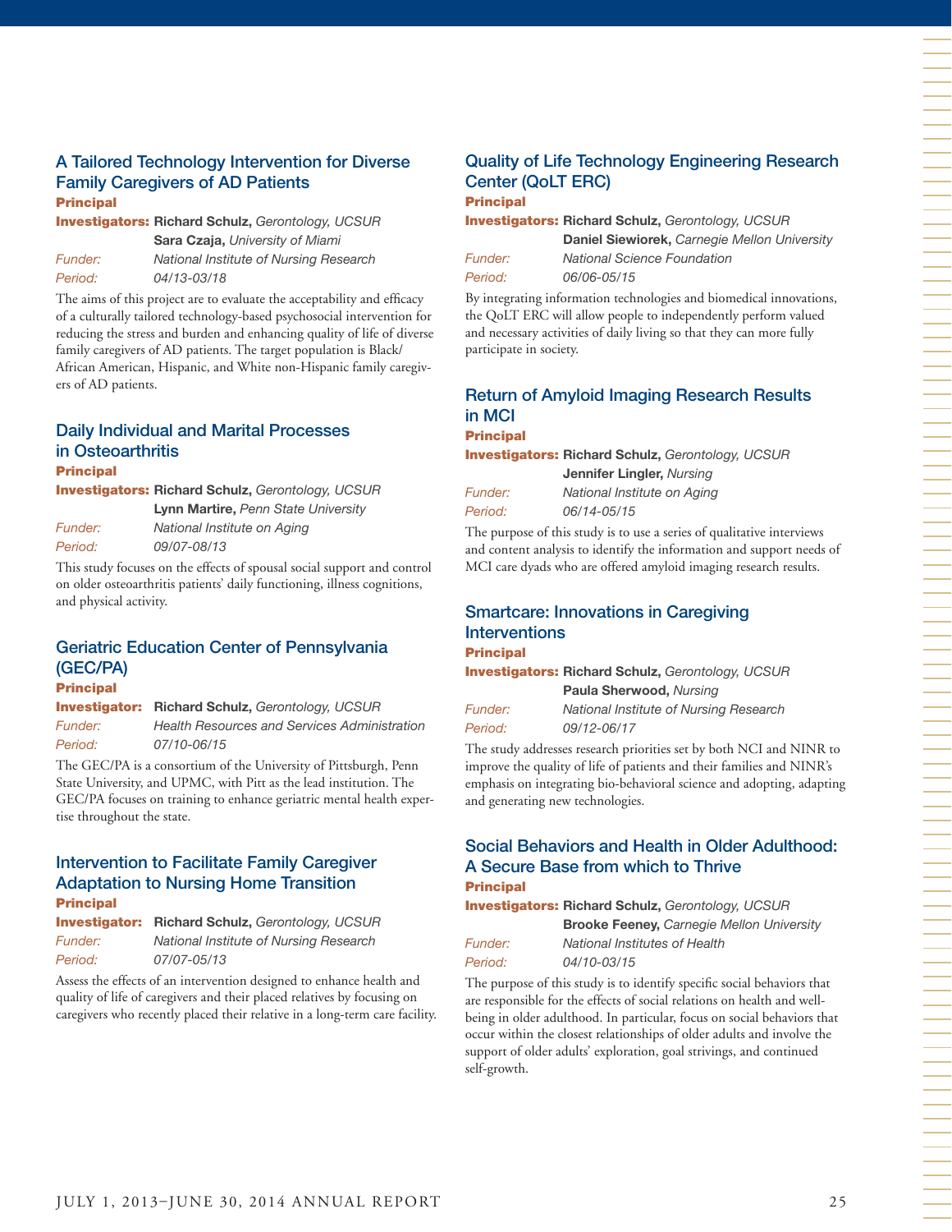### A Tailored Technology Intervention for Diverse Family Caregivers of AD Patients

**Principal Investigators:** **Richard Schulz,** *Gerontology, UCSUR*
**Sara Czaja,** *University of Miami*
*Funder:* *National Institute of Nursing Research*
*Period:* *04/13-03/18*

The aims of this project are to evaluate the acceptability and efficacy of a culturally tailored technology-based psychosocial intervention for reducing the stress and burden and enhancing quality of life of diverse family caregivers of AD patients. The target population is Black/African American, Hispanic, and White non-Hispanic family caregivers of AD patients.

### Daily Individual and Marital Processes in Osteoarthritis

**Principal Investigators:** **Richard Schulz,** *Gerontology, UCSUR*
**Lynn Martire,** *Penn State University*
*Funder:* *National Institute on Aging*
*Period:* *09/07-08/13*

This study focuses on the effects of spousal social support and control on older osteoarthritis patients' daily functioning, illness cognitions, and physical activity.

### Geriatric Education Center of Pennsylvania (GEC/PA)

**Principal Investigator:** **Richard Schulz,** *Gerontology, UCSUR*
*Funder:* *Health Resources and Services Administration*
*Period:* *07/10-06/15*

The GEC/PA is a consortium of the University of Pittsburgh, Penn State University, and UPMC, with Pitt as the lead institution. The GEC/PA focuses on training to enhance geriatric mental health expertise throughout the state.

### Intervention to Facilitate Family Caregiver Adaptation to Nursing Home Transition

**Principal Investigator:** **Richard Schulz,** *Gerontology, UCSUR*
*Funder:* *National Institute of Nursing Research*
*Period:* *07/07-05/13*

Assess the effects of an intervention designed to enhance health and quality of life of caregivers and their placed relatives by focusing on caregivers who recently placed their relative in a long-term care facility.

### Quality of Life Technology Engineering Research Center (QoLT ERC)

**Principal Investigators:** **Richard Schulz,** *Gerontology, UCSUR*
**Daniel Siewiorek,** *Carnegie Mellon University*
*Funder:* *National Science Foundation*
*Period:* *06/06-05/15*

By integrating information technologies and biomedical innovations, the QoLT ERC will allow people to independently perform valued and necessary activities of daily living so that they can more fully participate in society.

### Return of Amyloid Imaging Research Results in MCI

**Principal Investigators:** **Richard Schulz,** *Gerontology, UCSUR*
**Jennifer Lingler,** *Nursing*
*Funder:* *National Institute on Aging*
*Period:* *06/14-05/15*

The purpose of this study is to use a series of qualitative interviews and content analysis to identify the information and support needs of MCI care dyads who are offered amyloid imaging research results.

### Smartcare: Innovations in Caregiving Interventions

**Principal Investigators:** **Richard Schulz,** *Gerontology, UCSUR*
**Paula Sherwood,** *Nursing*
*Funder:* *National Institute of Nursing Research*
*Period:* *09/12-06/17*

The study addresses research priorities set by both NCI and NINR to improve the quality of life of patients and their families and NINR's emphasis on integrating bio-behavioral science and adopting, adapting and generating new technologies.

### Social Behaviors and Health in Older Adulthood: A Secure Base from which to Thrive

**Principal Investigators:** **Richard Schulz,** *Gerontology, UCSUR*
**Brooke Feeney,** *Carnegie Mellon University*
*Funder:* *National Institutes of Health*
*Period:* *04/10-03/15*

The purpose of this study is to identify specific social behaviors that are responsible for the effects of social relations on health and well-being in older adulthood. In particular, focus on social behaviors that occur within the closest relationships of older adults and involve the support of older adults' exploration, goal strivings, and continued self-growth.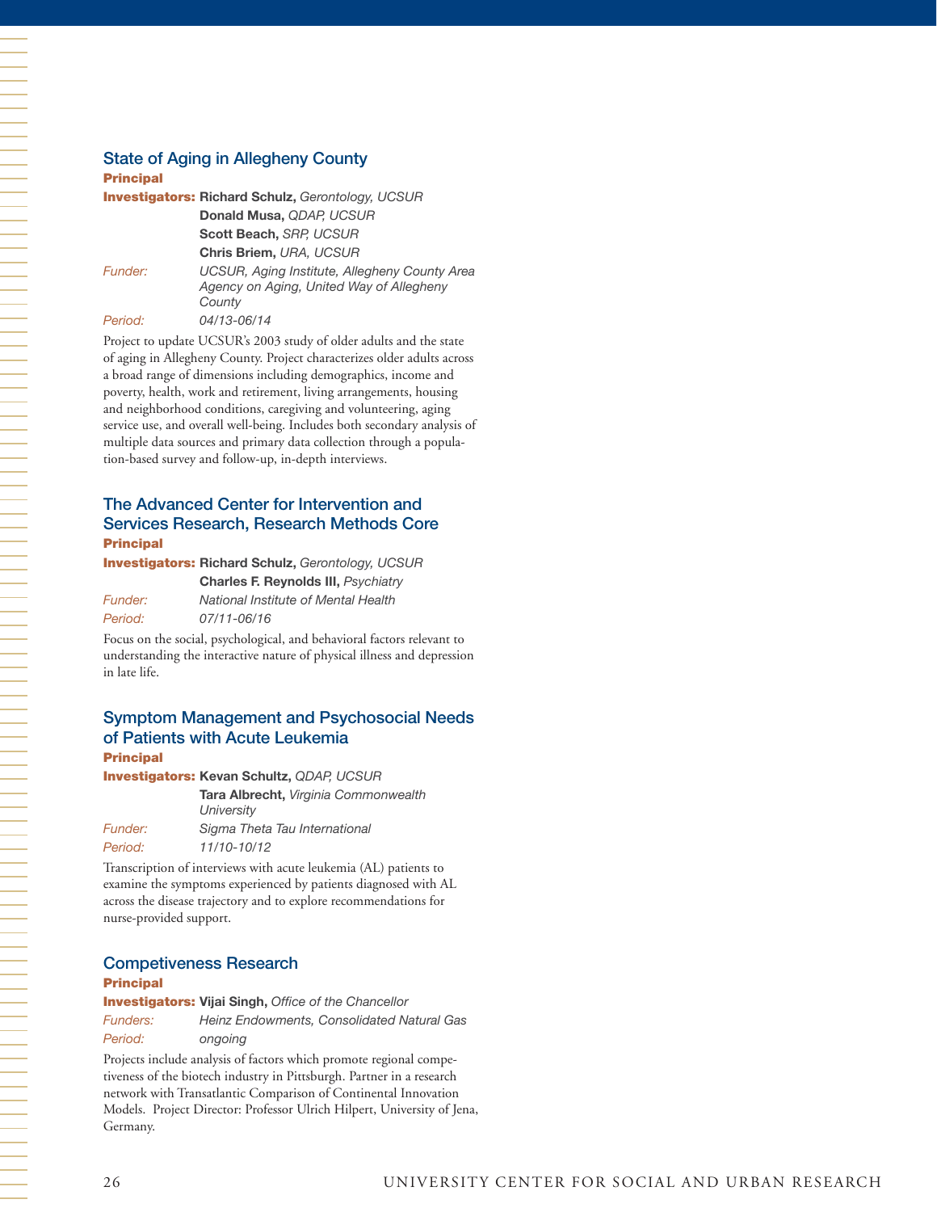### State of Aging in Allegheny County

**Principal Investigators:** **Richard Schulz,** *Gerontology, UCSUR*
**Donald Musa,** *QDAP, UCSUR*
**Scott Beach,** *SRP, UCSUR*
**Chris Briem,** *URA, UCSUR*

*Funder:* *UCSUR, Aging Institute, Allegheny County Area Agency on Aging, United Way of Allegheny County*

*Period:* *04/13-06/14*

Project to update UCSUR's 2003 study of older adults and the state of aging in Allegheny County. Project characterizes older adults across a broad range of dimensions including demographics, income and poverty, health, work and retirement, living arrangements, housing and neighborhood conditions, caregiving and volunteering, aging service use, and overall well-being. Includes both secondary analysis of multiple data sources and primary data collection through a population-based survey and follow-up, in-depth interviews.

### The Advanced Center for Intervention and Services Research, Research Methods Core

**Principal Investigators:** **Richard Schulz,** *Gerontology, UCSUR*
**Charles F. Reynolds III,** *Psychiatry*

*Funder:* *National Institute of Mental Health*

*Period:* *07/11-06/16*

Focus on the social, psychological, and behavioral factors relevant to understanding the interactive nature of physical illness and depression in late life.

### Symptom Management and Psychosocial Needs of Patients with Acute Leukemia

**Principal Investigators:** **Kevan Schultz,** *QDAP, UCSUR*
**Tara Albrecht,** *Virginia Commonwealth University*

*Funder:* *Sigma Theta Tau International*

*Period:* *11/10-10/12*

Transcription of interviews with acute leukemia (AL) patients to examine the symptoms experienced by patients diagnosed with AL across the disease trajectory and to explore recommendations for nurse-provided support.

### Competiveness Research

**Principal Investigators:** **Vijai Singh,** *Office of the Chancellor*

*Funders:* *Heinz Endowments, Consolidated Natural Gas*

*Period:* *ongoing*

Projects include analysis of factors which promote regional competiveness of the biotech industry in Pittsburgh. Partner in a research network with Transatlantic Comparison of Continental Innovation Models. Project Director: Professor Ulrich Hilpert, University of Jena, Germany.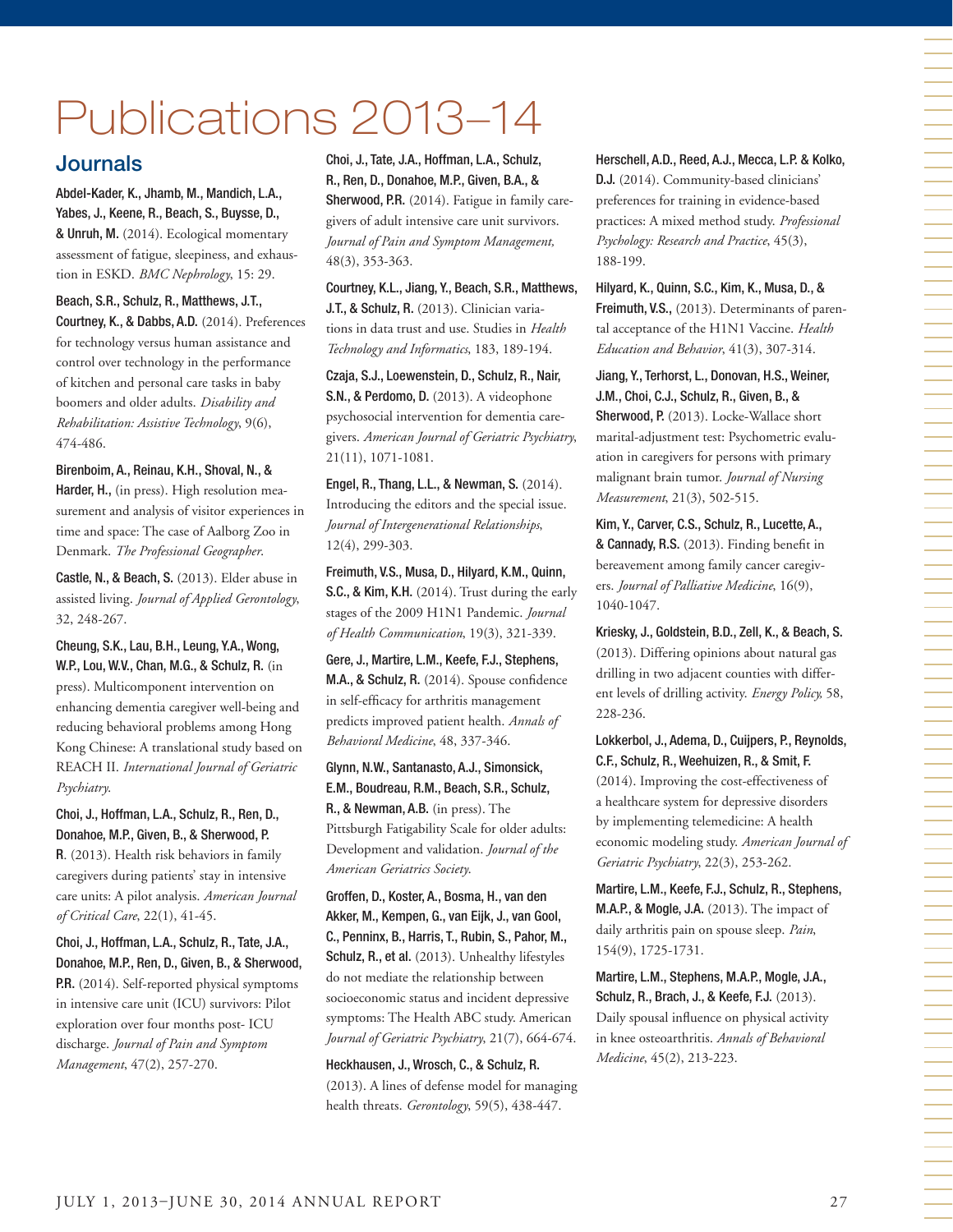# Publications 2013–14

## Journals

**Abdel-Kader, K., Jhamb, M., Mandich, L.A., Yabes, J., Keene, R., Beach, S., Buysse, D., & Unruh, M.** (2014). Ecological momentary assessment of fatigue, sleepiness, and exhaustion in ESKD. *BMC Nephrology*, 15: 29.

**Beach, S.R., Schulz, R., Matthews, J.T., Courtney, K., & Dabbs, A.D.** (2014). Preferences for technology versus human assistance and control over technology in the performance of kitchen and personal care tasks in baby boomers and older adults. *Disability and Rehabilitation: Assistive Technology*, 9(6), 474-486.

**Birenboim, A., Reinau, K.H., Shoval, N., & Harder, H.**, (in press). High resolution measurement and analysis of visitor experiences in time and space: The case of Aalborg Zoo in Denmark. *The Professional Geographer*.

**Castle, N., & Beach, S.** (2013). Elder abuse in assisted living. *Journal of Applied Gerontology*, 32, 248-267.

**Cheung, S.K., Lau, B.H., Leung, Y.A., Wong, W.P., Lou, W.V., Chan, M.G., & Schulz, R.** (in press). Multicomponent intervention on enhancing dementia caregiver well-being and reducing behavioral problems among Hong Kong Chinese: A translational study based on REACH II. *International Journal of Geriatric Psychiatry*.

**Choi, J., Hoffman, L.A., Schulz, R., Ren, D., Donahoe, M.P., Given, B., & Sherwood, P. R**. (2013). Health risk behaviors in family caregivers during patients' stay in intensive care units: A pilot analysis. *American Journal of Critical Care*, 22(1), 41-45.

**Choi, J., Hoffman, L.A., Schulz, R., Tate, J.A., Donahoe, M.P., Ren, D., Given, B., & Sherwood, P.R.** (2014). Self-reported physical symptoms in intensive care unit (ICU) survivors: Pilot exploration over four months post- ICU discharge. *Journal of Pain and Symptom Management*, 47(2), 257-270.

**Choi, J., Tate, J.A., Hoffman, L.A., Schulz, R., Ren, D., Donahoe, M.P., Given, B.A., & Sherwood, P.R.** (2014). Fatigue in family caregivers of adult intensive care unit survivors. *Journal of Pain and Symptom Management,* 48(3), 353-363.

**Courtney, K.L., Jiang, Y., Beach, S.R., Matthews, J.T., & Schulz, R.** (2013). Clinician variations in data trust and use. Studies in *Health Technology and Informatics*, 183, 189-194.

**Czaja, S.J., Loewenstein, D., Schulz, R., Nair, S.N., & Perdomo, D.** (2013). A videophone psychosocial intervention for dementia caregivers. *American Journal of Geriatric Psychiatry*, 21(11), 1071-1081.

**Engel, R., Thang, L.L., & Newman, S.** (2014). Introducing the editors and the special issue. *Journal of Intergenerational Relationships*, 12(4), 299-303.

**Freimuth, V.S., Musa, D., Hilyard, K.M., Quinn, S.C., & Kim, K.H.** (2014). Trust during the early stages of the 2009 H1N1 Pandemic. *Journal of Health Communication*, 19(3), 321-339.

**Gere, J., Martire, L.M., Keefe, F.J., Stephens, M.A., & Schulz, R.** (2014). Spouse confidence in self-efficacy for arthritis management predicts improved patient health. *Annals of Behavioral Medicine*, 48, 337-346.

**Glynn, N.W., Santanasto, A.J., Simonsick, E.M., Boudreau, R.M., Beach, S.R., Schulz, R., & Newman, A.B.** (in press). The Pittsburgh Fatigability Scale for older adults: Development and validation. *Journal of the American Geriatrics Society*.

**Groffen, D., Koster, A., Bosma, H., van den Akker, M., Kempen, G., van Eijk, J., van Gool, C., Penninx, B., Harris, T., Rubin, S., Pahor, M., Schulz, R., et al.** (2013). Unhealthy lifestyles do not mediate the relationship between socioeconomic status and incident depressive symptoms: The Health ABC study. American *Journal of Geriatric Psychiatry*, 21(7), 664-674.

**Heckhausen, J., Wrosch, C., & Schulz, R.** (2013). A lines of defense model for managing health threats. *Gerontology*, 59(5), 438-447.

**Herschell, A.D., Reed, A.J., Mecca, L.P. & Kolko, D.J.** (2014). Community-based clinicians' preferences for training in evidence-based practices: A mixed method study. *Professional Psychology: Research and Practice*, 45(3), 188-199.

**Hilyard, K., Quinn, S.C., Kim, K., Musa, D., & Freimuth, V.S.,** (2013). Determinants of parental acceptance of the H1N1 Vaccine. *Health Education and Behavior*, 41(3), 307-314.

**Jiang, Y., Terhorst, L., Donovan, H.S., Weiner, J.M., Choi, C.J., Schulz, R., Given, B., & Sherwood, P.** (2013). Locke-Wallace short marital-adjustment test: Psychometric evaluation in caregivers for persons with primary malignant brain tumor. *Journal of Nursing Measurement*, 21(3), 502-515.

**Kim, Y., Carver, C.S., Schulz, R., Lucette, A., & Cannady, R.S.** (2013). Finding benefit in bereavement among family cancer caregivers. *Journal of Palliative Medicine*, 16(9), 1040-1047.

**Kriesky, J., Goldstein, B.D., Zell, K., & Beach, S.** (2013). Differing opinions about natural gas drilling in two adjacent counties with different levels of drilling activity. *Energy Policy,* 58, 228-236.

**Lokkerbol, J., Adema, D., Cuijpers, P., Reynolds, C.F., Schulz, R., Weehuizen, R., & Smit, F.** (2014). Improving the cost-effectiveness of a healthcare system for depressive disorders by implementing telemedicine: A health economic modeling study. *American Journal of Geriatric Psychiatry*, 22(3), 253-262.

**Martire, L.M., Keefe, F.J., Schulz, R., Stephens, M.A.P., & Mogle, J.A.** (2013). The impact of daily arthritis pain on spouse sleep. *Pain*, 154(9), 1725-1731.

**Martire, L.M., Stephens, M.A.P., Mogle, J.A., Schulz, R., Brach, J., & Keefe, F.J.** (2013). Daily spousal influence on physical activity in knee osteoarthritis. *Annals of Behavioral Medicine*, 45(2), 213-223.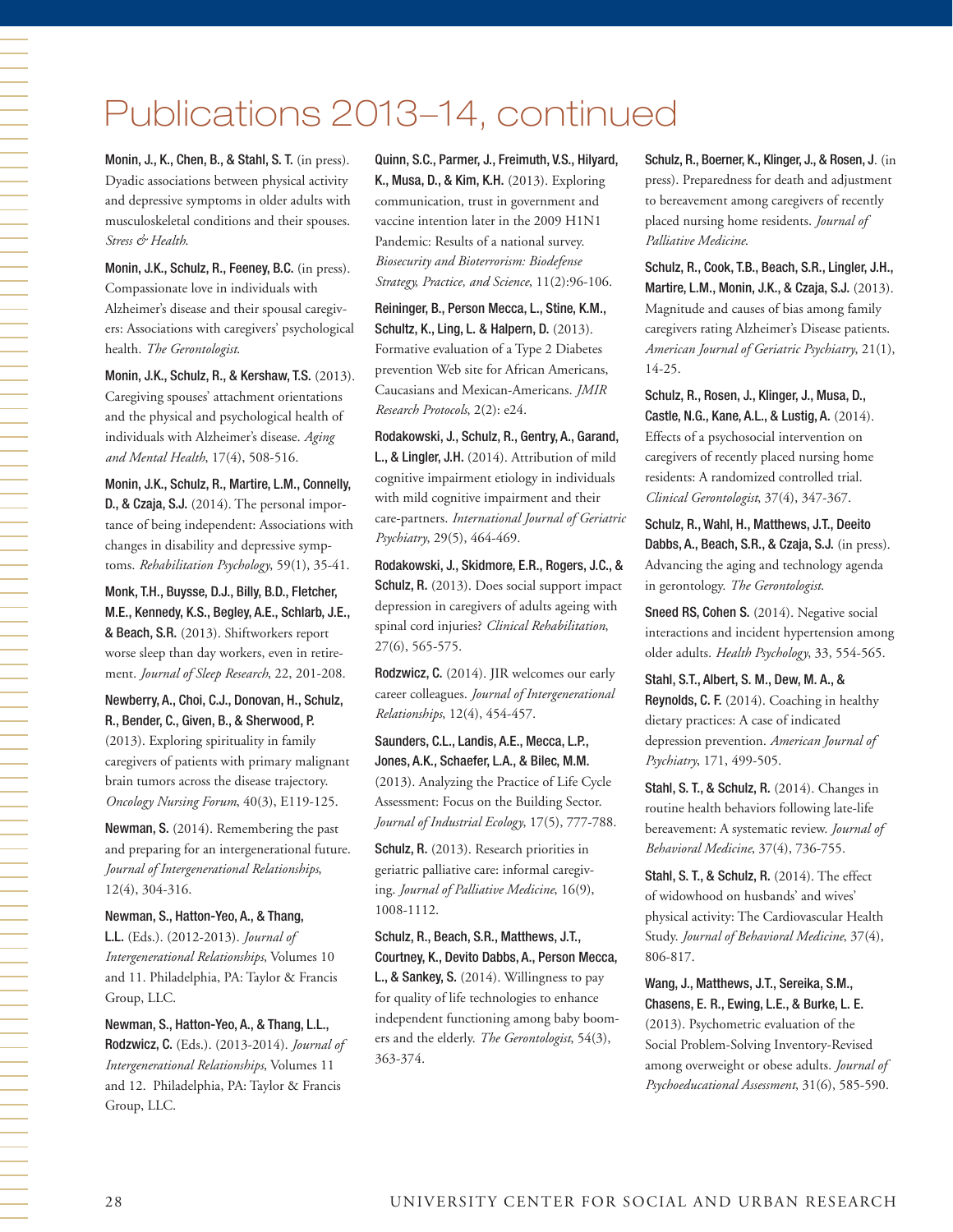# Publications 2013–14, continued

**Monin, J., K., Chen, B., & Stahl, S. T.** (in press). Dyadic associations between physical activity and depressive symptoms in older adults with musculoskeletal conditions and their spouses. *Stress & Health*.

**Monin, J.K., Schulz, R., Feeney, B.C.** (in press). Compassionate love in individuals with Alzheimer's disease and their spousal caregivers: Associations with caregivers' psychological health. *The Gerontologist*.

**Monin, J.K., Schulz, R., & Kershaw, T.S.** (2013). Caregiving spouses' attachment orientations and the physical and psychological health of individuals with Alzheimer's disease. *Aging and Mental Health*, 17(4), 508-516.

**Monin, J.K., Schulz, R., Martire, L.M., Connelly, D., & Czaja, S.J.** (2014). The personal importance of being independent: Associations with changes in disability and depressive symptoms. *Rehabilitation Psychology*, 59(1), 35-41.

**Monk, T.H., Buysse, D.J., Billy, B.D., Fletcher, M.E., Kennedy, K.S., Begley, A.E., Schlarb, J.E., & Beach, S.R.** (2013). Shiftworkers report worse sleep than day workers, even in retirement. *Journal of Sleep Research*, 22, 201-208.

**Newberry, A., Choi, C.J., Donovan, H., Schulz, R., Bender, C., Given, B., & Sherwood, P.** (2013). Exploring spirituality in family caregivers of patients with primary malignant brain tumors across the disease trajectory. *Oncology Nursing Forum*, 40(3), E119-125.

**Newman, S.** (2014). Remembering the past and preparing for an intergenerational future. *Journal of Intergenerational Relationships*, 12(4), 304-316.

**Newman, S., Hatton-Yeo, A., & Thang, L.L.** (Eds.). (2012-2013). *Journal of Intergenerational Relationships*, Volumes 10 and 11. Philadelphia, PA: Taylor & Francis Group, LLC.

**Newman, S., Hatton-Yeo, A., & Thang, L.L., Rodzwicz, C.** (Eds.). (2013-2014). *Journal of Intergenerational Relationships*, Volumes 11 and 12. Philadelphia, PA: Taylor & Francis Group, LLC.

**Quinn, S.C., Parmer, J., Freimuth, V.S., Hilyard, K., Musa, D., & Kim, K.H.** (2013). Exploring communication, trust in government and vaccine intention later in the 2009 H1N1 Pandemic: Results of a national survey. *Biosecurity and Bioterrorism: Biodefense Strategy, Practice, and Science*, 11(2):96-106.

**Reininger, B., Person Mecca, L., Stine, K.M., Schultz, K., Ling, L. & Halpern, D.** (2013). Formative evaluation of a Type 2 Diabetes prevention Web site for African Americans, Caucasians and Mexican-Americans. *JMIR Research Protocols*, 2(2): e24.

**Rodakowski, J., Schulz, R., Gentry, A., Garand, L., & Lingler, J.H.** (2014). Attribution of mild cognitive impairment etiology in individuals with mild cognitive impairment and their care-partners. *International Journal of Geriatric Psychiatry*, 29(5), 464-469.

**Rodakowski, J., Skidmore, E.R., Rogers, J.C., & Schulz, R.** (2013). Does social support impact depression in caregivers of adults ageing with spinal cord injuries? *Clinical Rehabilitation*, 27(6), 565-575.

**Rodzwicz, C.** (2014). JIR welcomes our early career colleagues. *Journal of Intergenerational Relationships*, 12(4), 454-457.

**Saunders, C.L., Landis, A.E., Mecca, L.P., Jones, A.K., Schaefer, L.A., & Bilec, M.M.** (2013). Analyzing the Practice of Life Cycle Assessment: Focus on the Building Sector. *Journal of Industrial Ecology*, 17(5), 777-788.

**Schulz, R.** (2013). Research priorities in geriatric palliative care: informal caregiving. *Journal of Palliative Medicine*, 16(9), 1008-1112.

**Schulz, R., Beach, S.R., Matthews, J.T., Courtney, K., Devito Dabbs, A., Person Mecca, L., & Sankey, S.** (2014). Willingness to pay for quality of life technologies to enhance independent functioning among baby boomers and the elderly. *The Gerontologist*, 54(3), 363-374.

**Schulz, R., Boerner, K., Klinger, J., & Rosen, J.** (in press). Preparedness for death and adjustment to bereavement among caregivers of recently placed nursing home residents. *Journal of Palliative Medicine*.

**Schulz, R., Cook, T.B., Beach, S.R., Lingler, J.H., Martire, L.M., Monin, J.K., & Czaja, S.J.** (2013). Magnitude and causes of bias among family caregivers rating Alzheimer's Disease patients. *American Journal of Geriatric Psychiatry*, 21(1), 14-25.

**Schulz, R., Rosen, J., Klinger, J., Musa, D., Castle, N.G., Kane, A.L., & Lustig, A.** (2014). Effects of a psychosocial intervention on caregivers of recently placed nursing home residents: A randomized controlled trial. *Clinical Gerontologist*, 37(4), 347-367.

**Schulz, R., Wahl, H., Matthews, J.T., Deeito Dabbs, A., Beach, S.R., & Czaja, S.J.** (in press). Advancing the aging and technology agenda in gerontology. *The Gerontologist*.

**Sneed RS, Cohen S.** (2014). Negative social interactions and incident hypertension among older adults. *Health Psychology*, 33, 554-565.

**Stahl, S.T., Albert, S. M., Dew, M. A., & Reynolds, C. F.** (2014). Coaching in healthy dietary practices: A case of indicated depression prevention. *American Journal of Psychiatry*, 171, 499-505.

**Stahl, S. T., & Schulz, R.** (2014). Changes in routine health behaviors following late-life bereavement: A systematic review. *Journal of Behavioral Medicine*, 37(4), 736-755.

**Stahl, S. T., & Schulz, R.** (2014). The effect of widowhood on husbands' and wives' physical activity: The Cardiovascular Health Study. *Journal of Behavioral Medicine*, 37(4), 806-817.

**Wang, J., Matthews, J.T., Sereika, S.M., Chasens, E. R., Ewing, L.E., & Burke, L. E.** (2013). Psychometric evaluation of the Social Problem-Solving Inventory-Revised among overweight or obese adults. *Journal of Psychoeducational Assessment*, 31(6), 585-590.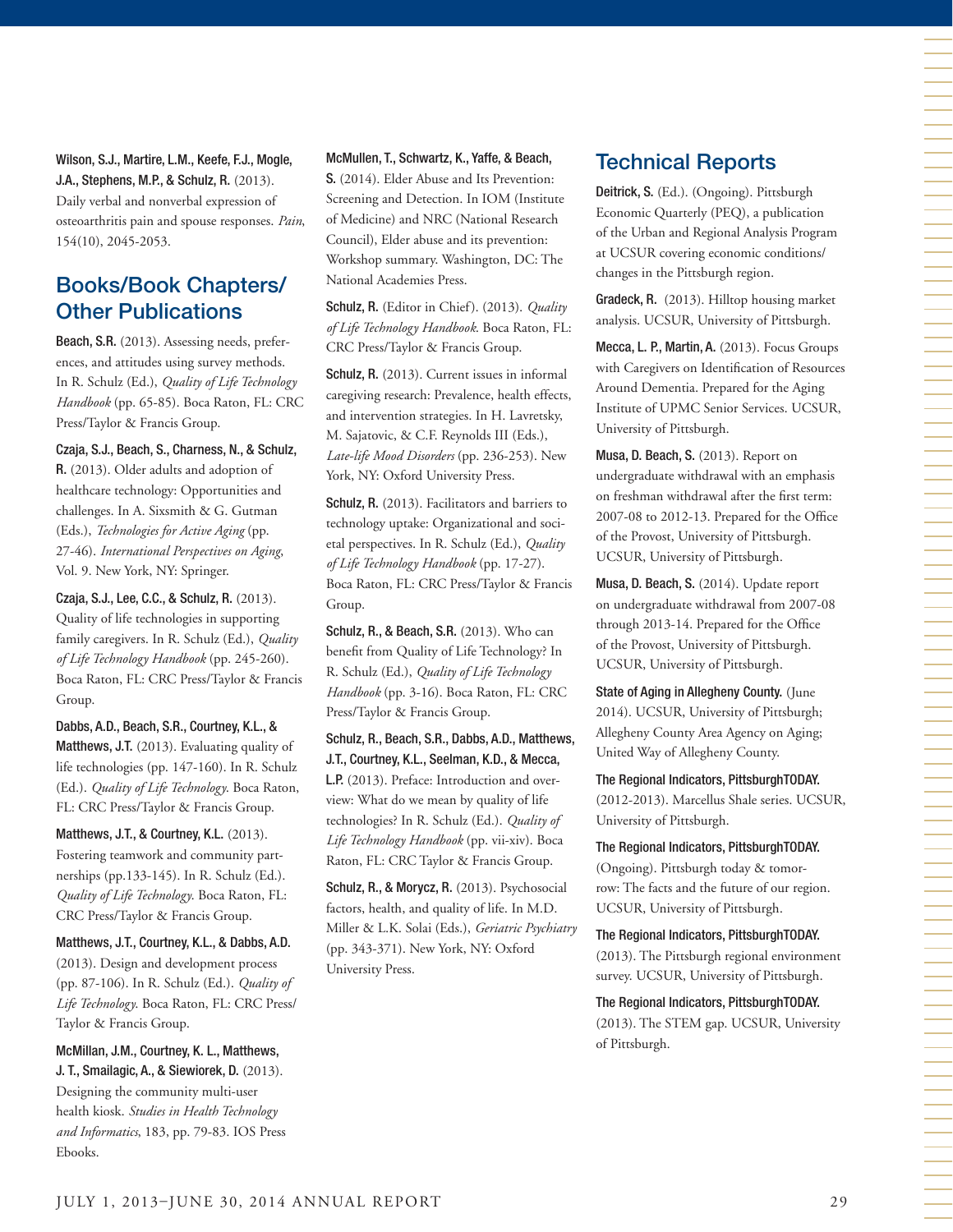**Wilson, S.J., Martire, L.M., Keefe, F.J., Mogle, J.A., Stephens, M.P., & Schulz, R.** (2013). Daily verbal and nonverbal expression of osteoarthritis pain and spouse responses. *Pain*, 154(10), 2045-2053.

## Books/Book Chapters/ Other Publications

**Beach, S.R.** (2013). Assessing needs, preferences, and attitudes using survey methods. In R. Schulz (Ed.), *Quality of Life Technology Handbook* (pp. 65-85). Boca Raton, FL: CRC Press/Taylor & Francis Group.

**Czaja, S.J., Beach, S., Charness, N., & Schulz, R.** (2013). Older adults and adoption of healthcare technology: Opportunities and challenges. In A. Sixsmith & G. Gutman (Eds.), *Technologies for Active Aging* (pp. 27-46). *International Perspectives on Aging*, Vol. 9. New York, NY: Springer.

**Czaja, S.J., Lee, C.C., & Schulz, R.** (2013). Quality of life technologies in supporting family caregivers. In R. Schulz (Ed.), *Quality of Life Technology Handbook* (pp. 245-260). Boca Raton, FL: CRC Press/Taylor & Francis Group.

**Dabbs, A.D., Beach, S.R., Courtney, K.L., & Matthews, J.T.** (2013). Evaluating quality of life technologies (pp. 147-160). In R. Schulz (Ed.). *Quality of Life Technology*. Boca Raton, FL: CRC Press/Taylor & Francis Group.

**Matthews, J.T., & Courtney, K.L.** (2013). Fostering teamwork and community partnerships (pp.133-145). In R. Schulz (Ed.). *Quality of Life Technology*. Boca Raton, FL: CRC Press/Taylor & Francis Group.

**Matthews, J.T., Courtney, K.L., & Dabbs, A.D.** (2013). Design and development process (pp. 87-106). In R. Schulz (Ed.). *Quality of Life Technology*. Boca Raton, FL: CRC Press/Taylor & Francis Group.

**McMillan, J.M., Courtney, K. L., Matthews, J. T., Smailagic, A., & Siewiorek, D.** (2013). Designing the community multi-user health kiosk. *Studies in Health Technology and Informatics*, 183, pp. 79-83. IOS Press Ebooks.

**McMullen, T., Schwartz, K., Yaffe, & Beach, S.** (2014). Elder Abuse and Its Prevention: Screening and Detection. In IOM (Institute of Medicine) and NRC (National Research Council), Elder abuse and its prevention: Workshop summary. Washington, DC: The National Academies Press.

**Schulz, R.** (Editor in Chief). (2013). *Quality of Life Technology Handbook*. Boca Raton, FL: CRC Press/Taylor & Francis Group.

**Schulz, R.** (2013). Current issues in informal caregiving research: Prevalence, health effects, and intervention strategies. In H. Lavretsky, M. Sajatovic, & C.F. Reynolds III (Eds.), *Late-life Mood Disorders* (pp. 236-253). New York, NY: Oxford University Press.

**Schulz, R.** (2013). Facilitators and barriers to technology uptake: Organizational and societal perspectives. In R. Schulz (Ed.), *Quality of Life Technology Handbook* (pp. 17-27). Boca Raton, FL: CRC Press/Taylor & Francis Group.

**Schulz, R., & Beach, S.R.** (2013). Who can benefit from Quality of Life Technology? In R. Schulz (Ed.), *Quality of Life Technology Handbook* (pp. 3-16). Boca Raton, FL: CRC Press/Taylor & Francis Group.

**Schulz, R., Beach, S.R., Dabbs, A.D., Matthews, J.T., Courtney, K.L., Seelman, K.D., & Mecca, L.P.** (2013). Preface: Introduction and overview: What do we mean by quality of life technologies? In R. Schulz (Ed.). *Quality of Life Technology Handbook* (pp. vii-xiv). Boca Raton, FL: CRC Taylor & Francis Group.

**Schulz, R., & Morycz, R.** (2013). Psychosocial factors, health, and quality of life. In M.D. Miller & L.K. Solai (Eds.), *Geriatric Psychiatry* (pp. 343-371). New York, NY: Oxford University Press.

## Technical Reports

**Deitrick, S.** (Ed.). (Ongoing). Pittsburgh Economic Quarterly (PEQ), a publication of the Urban and Regional Analysis Program at UCSUR covering economic conditions/changes in the Pittsburgh region.

**Gradeck, R.** (2013). Hilltop housing market analysis. UCSUR, University of Pittsburgh.

**Mecca, L. P., Martin, A.** (2013). Focus Groups with Caregivers on Identification of Resources Around Dementia. Prepared for the Aging Institute of UPMC Senior Services. UCSUR, University of Pittsburgh.

**Musa, D. Beach, S.** (2013). Report on undergraduate withdrawal with an emphasis on freshman withdrawal after the first term: 2007-08 to 2012-13. Prepared for the Office of the Provost, University of Pittsburgh. UCSUR, University of Pittsburgh.

**Musa, D. Beach, S.** (2014). Update report on undergraduate withdrawal from 2007-08 through 2013-14. Prepared for the Office of the Provost, University of Pittsburgh. UCSUR, University of Pittsburgh.

**State of Aging in Allegheny County.** (June 2014). UCSUR, University of Pittsburgh; Allegheny County Area Agency on Aging; United Way of Allegheny County.

**The Regional Indicators, PittsburghTODAY.** (2012-2013). Marcellus Shale series. UCSUR, University of Pittsburgh.

**The Regional Indicators, PittsburghTODAY.** (Ongoing). Pittsburgh today & tomorrow: The facts and the future of our region. UCSUR, University of Pittsburgh.

**The Regional Indicators, PittsburghTODAY.** (2013). The Pittsburgh regional environment survey. UCSUR, University of Pittsburgh.

**The Regional Indicators, PittsburghTODAY.** (2013). The STEM gap. UCSUR, University of Pittsburgh.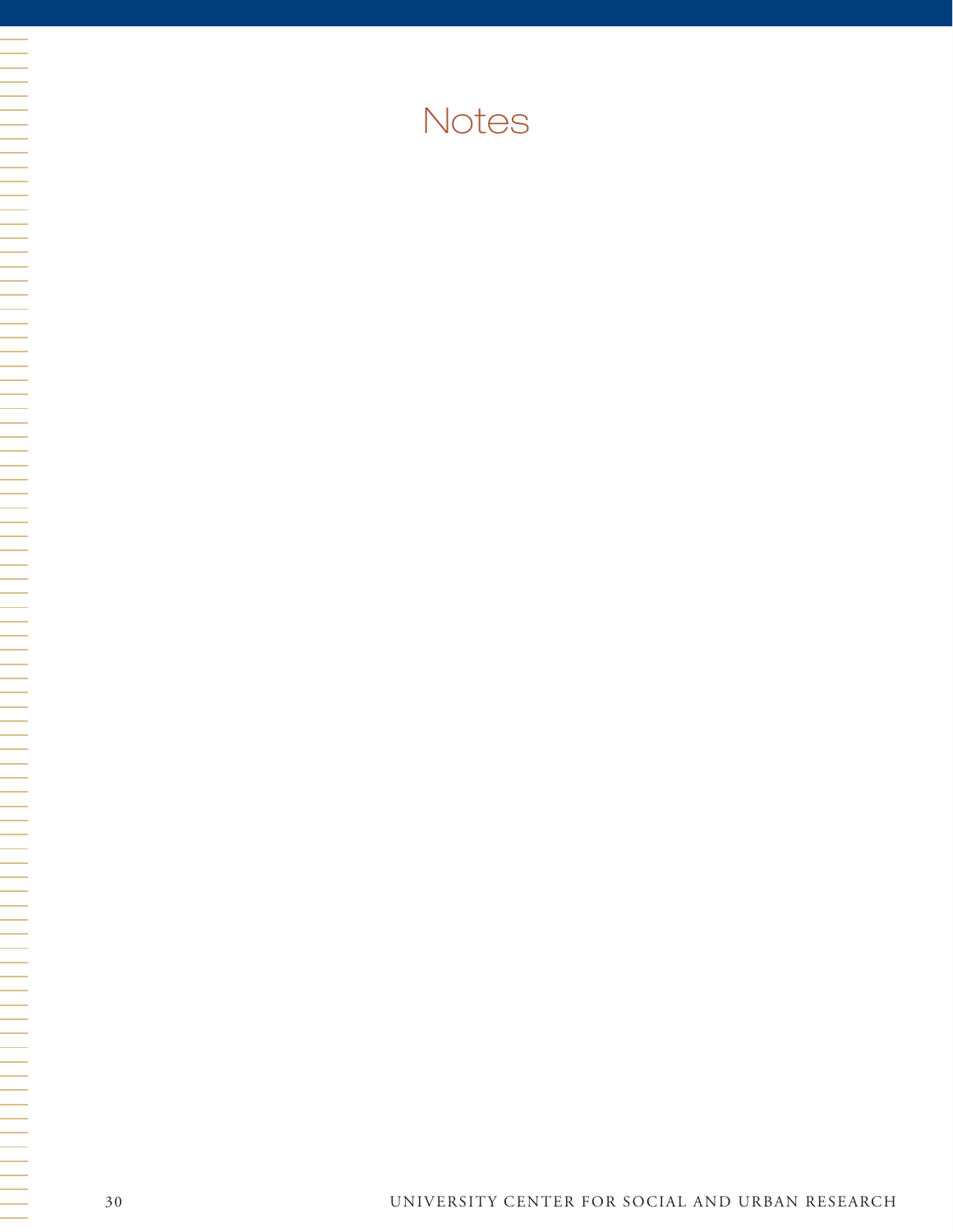# Notes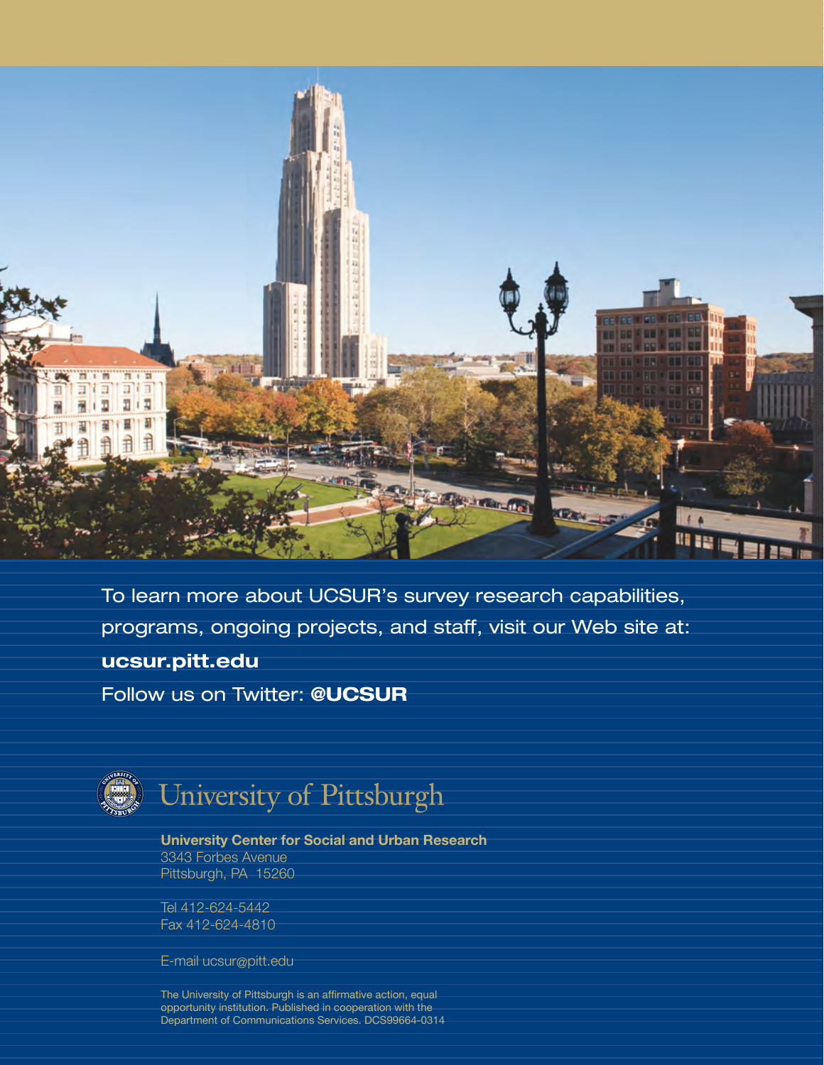To learn more about UCSUR's survey research capabilities, programs, ongoing projects, and staff, visit our Web site at:

**ucsur.pitt.edu**

Follow us on Twitter: **@UCSUR**

University of Pittsburgh

**University Center for Social and Urban Research**
3343 Forbes Avenue
Pittsburgh, PA 15260

Tel 412-624-5442
Fax 412-624-4810

E-mail ucsur@pitt.edu

The University of Pittsburgh is an affirmative action, equal opportunity institution. Published in cooperation with the Department of Communications Services. DCS99664-0314